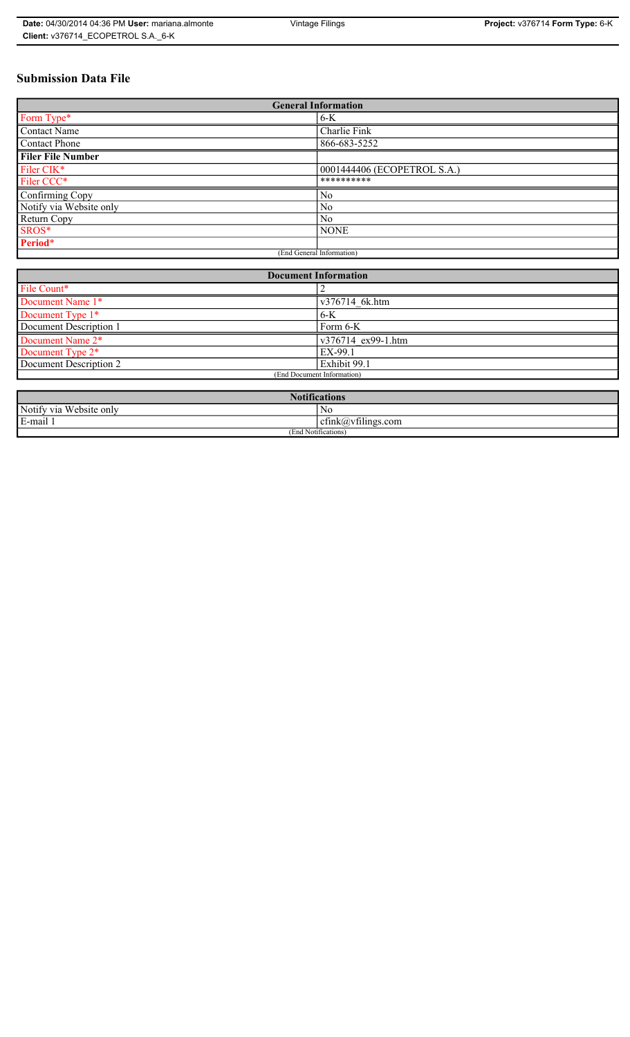# Submission Data File

| General Information | |
|---|---|
| Form Type* | 6-K |
| Contact Name | Charlie Fink |
| Contact Phone | 866-683-5252 |
| **Filer File Number** | |
| Filer CIK* | 0001444406 (ECOPETROL S.A.) |
| Filer CCC* | ********** |
| Confirming Copy | No |
| Notify via Website only | No |
| Return Copy | No |
| SROS* | NONE |
| **Period*** | |
| (End General Information) | |

| Document Information | |
|---|---|
| File Count* | 2 |
| Document Name 1* | v376714_6k.htm |
| Document Type 1* | 6-K |
| Document Description 1 | Form 6-K |
| Document Name 2* | v376714_ex99-1.htm |
| Document Type 2* | EX-99.1 |
| Document Description 2 | Exhibit 99.1 |
| (End Document Information) | |

| Notifications | |
|---|---|
| Notify via Website only | No |
| E-mail 1 | cfink@vfilings.com |
| (End Notifications) | |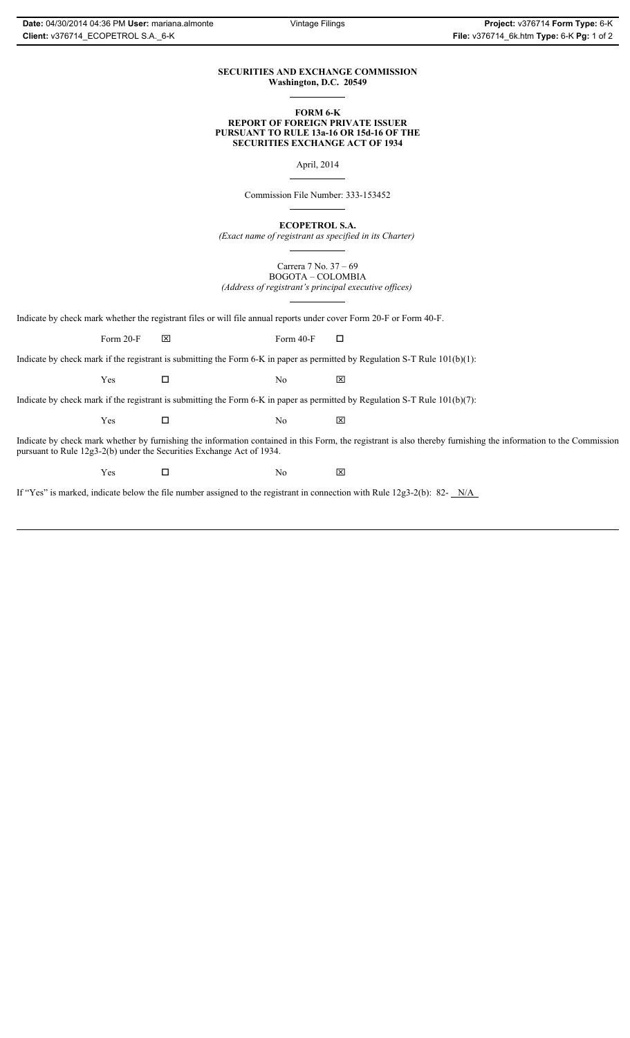**SECURITIES AND EXCHANGE COMMISSION**
**Washington, D.C. 20549**

**FORM 6-K**
**REPORT OF FOREIGN PRIVATE ISSUER**
**PURSUANT TO RULE 13a-16 OR 15d-16 OF THE**
**SECURITIES EXCHANGE ACT OF 1934**

April, 2014

Commission File Number: 333-153452

**ECOPETROL S.A.**
*(Exact name of registrant as specified in its Charter)*

Carrera 7 No. 37 – 69
BOGOTA – COLOMBIA
*(Address of registrant's principal executive offices)*

Indicate by check mark whether the registrant files or will file annual reports under cover Form 20-F or Form 40-F.

Form 20-F ☒ Form 40-F ☐

Indicate by check mark if the registrant is submitting the Form 6-K in paper as permitted by Regulation S-T Rule 101(b)(1):

Yes ☐ No ☒

Indicate by check mark if the registrant is submitting the Form 6-K in paper as permitted by Regulation S-T Rule 101(b)(7):

Yes ☐ No ☒

Indicate by check mark whether by furnishing the information contained in this Form, the registrant is also thereby furnishing the information to the Commission pursuant to Rule 12g3-2(b) under the Securities Exchange Act of 1934.

Yes ☐ No ☒

If "Yes" is marked, indicate below the file number assigned to the registrant in connection with Rule 12g3-2(b): 82- N/A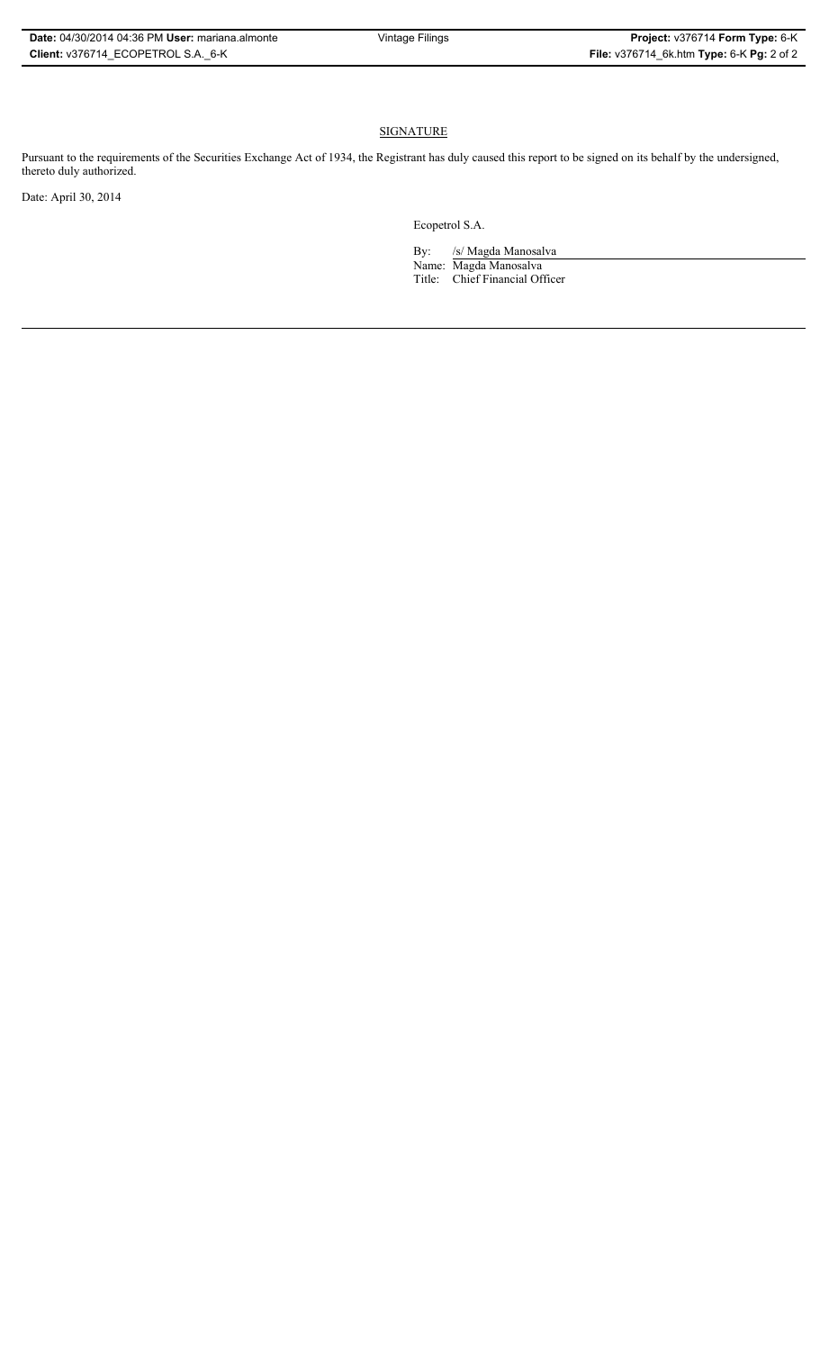## SIGNATURE

Pursuant to the requirements of the Securities Exchange Act of 1934, the Registrant has duly caused this report to be signed on its behalf by the undersigned, thereto duly authorized.

Date: April 30, 2014

Ecopetrol S.A.

By: /s/ Magda Manosalva

Name: Magda Manosalva

Title: Chief Financial Officer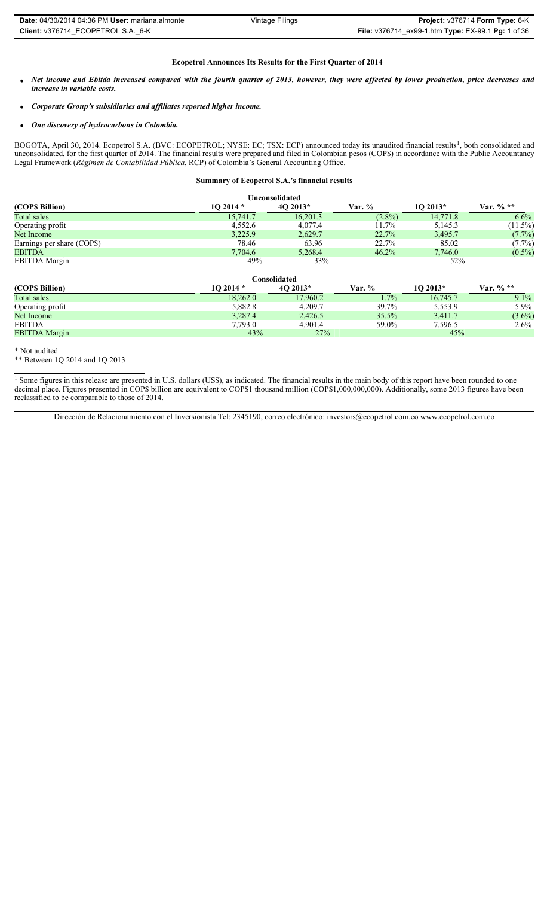**Ecopetrol Announces Its Results for the First Quarter of 2014**

- ***Net income and Ebitda increased compared with the fourth quarter of 2013, however, they were affected by lower production, price decreases and increase in variable costs.***
- ***Corporate Group's subsidiaries and affiliates reported higher income.***
- ***One discovery of hydrocarbons in Colombia.***

BOGOTA, April 30, 2014. Ecopetrol S.A. (BVC: ECOPETROL; NYSE: EC; TSX: ECP) announced today its unaudited financial results[1], both consolidated and unconsolidated, for the first quarter of 2014. The financial results were prepared and filed in Colombian pesos (COP$) in accordance with the Public Accountancy Legal Framework (*Régimen de Contabilidad Pública*, RCP) of Colombia's General Accounting Office.

**Summary of Ecopetrol S.A.'s financial results**

| | Unconsolidated | | | | |
|---|---|---|---|---|---|
| **(COP$ Billion)** | **1Q 2014 \*** | **4Q 2013\*** | **Var. %** | **1Q 2013\*** | **Var. % \*\*** |
| Total sales | 15,741.7 | 16,201.3 | (2.8%) | 14,771.8 | 6.6% |
| Operating profit | 4,552.6 | 4,077.4 | 11.7% | 5,145.3 | (11.5%) |
| Net Income | 3,225.9 | 2,629.7 | 22.7% | 3,495.7 | (7.7%) |
| Earnings per share (COP$) | 78.46 | 63.96 | 22.7% | 85.02 | (7.7%) |
| EBITDA | 7,704.6 | 5,268.4 | 46.2% | 7,746.0 | (0.5%) |
| EBITDA Margin | 49% | 33% | | 52% | |

| | Consolidated | | | | |
|---|---|---|---|---|---|
| **(COP$ Billion)** | **1Q 2014 \*** | **4Q 2013\*** | **Var. %** | **1Q 2013\*** | **Var. % \*\*** |
| Total sales | 18,262.0 | 17,960.2 | 1.7% | 16,745.7 | 9.1% |
| Operating profit | 5,882.8 | 4,209.7 | 39.7% | 5,553.9 | 5.9% |
| Net Income | 3,287.4 | 2,426.5 | 35.5% | 3,411.7 | (3.6%) |
| EBITDA | 7,793.0 | 4,901.4 | 59.0% | 7,596.5 | 2.6% |
| EBITDA Margin | 43% | 27% | | 45% | |

\* Not audited

\*\* Between 1Q 2014 and 1Q 2013

[1] Some figures in this release are presented in U.S. dollars (US$), as indicated. The financial results in the main body of this report have been rounded to one decimal place. Figures presented in COP$ billion are equivalent to COP$1 thousand million (COP$1,000,000,000). Additionally, some 2013 figures have been reclassified to be comparable to those of 2014.

Dirección de Relacionamiento con el Inversionista Tel: 2345190, correo electrónico: investors@ecopetrol.com.co www.ecopetrol.com.co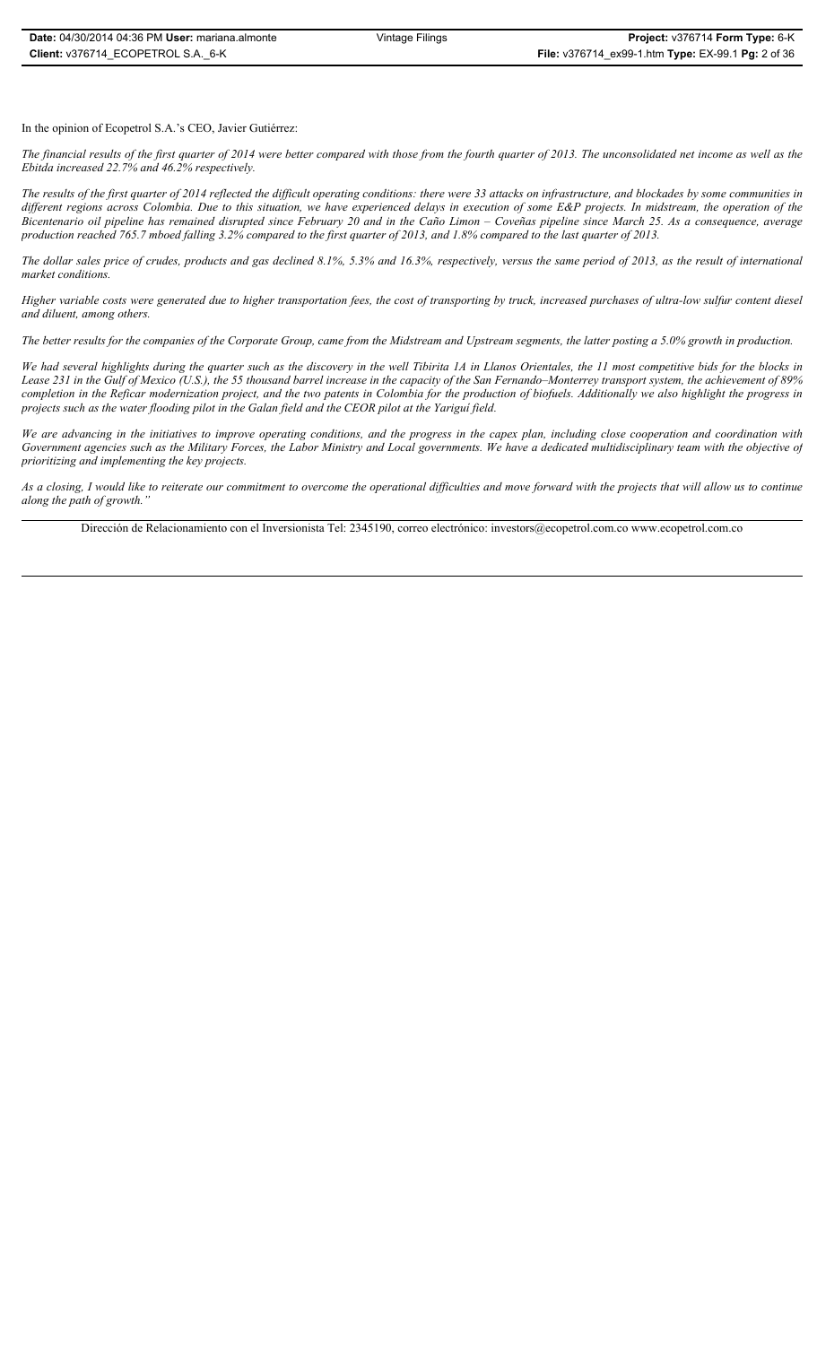In the opinion of Ecopetrol S.A.'s CEO, Javier Gutiérrez:

*The financial results of the first quarter of 2014 were better compared with those from the fourth quarter of 2013. The unconsolidated net income as well as the Ebitda increased 22.7% and 46.2% respectively.*

*The results of the first quarter of 2014 reflected the difficult operating conditions: there were 33 attacks on infrastructure, and blockades by some communities in different regions across Colombia. Due to this situation, we have experienced delays in execution of some E&P projects. In midstream, the operation of the Bicentenario oil pipeline has remained disrupted since February 20 and in the Caño Limon – Coveñas pipeline since March 25. As a consequence, average production reached 765.7 mboed falling 3.2% compared to the first quarter of 2013, and 1.8% compared to the last quarter of 2013.*

*The dollar sales price of crudes, products and gas declined 8.1%, 5.3% and 16.3%, respectively, versus the same period of 2013, as the result of international market conditions.*

*Higher variable costs were generated due to higher transportation fees, the cost of transporting by truck, increased purchases of ultra-low sulfur content diesel and diluent, among others.*

*The better results for the companies of the Corporate Group, came from the Midstream and Upstream segments, the latter posting a 5.0% growth in production.*

*We had several highlights during the quarter such as the discovery in the well Tibirita 1A in Llanos Orientales, the 11 most competitive bids for the blocks in Lease 231 in the Gulf of Mexico (U.S.), the 55 thousand barrel increase in the capacity of the San Fernando–Monterrey transport system, the achievement of 89% completion in the Reficar modernization project, and the two patents in Colombia for the production of biofuels. Additionally we also highlight the progress in projects such as the water flooding pilot in the Galan field and the CEOR pilot at the Yariguí field.*

*We are advancing in the initiatives to improve operating conditions, and the progress in the capex plan, including close cooperation and coordination with Government agencies such as the Military Forces, the Labor Ministry and Local governments. We have a dedicated multidisciplinary team with the objective of prioritizing and implementing the key projects.*

*As a closing, I would like to reiterate our commitment to overcome the operational difficulties and move forward with the projects that will allow us to continue along the path of growth."*

Dirección de Relacionamiento con el Inversionista Tel: 2345190, correo electrónico: investors@ecopetrol.com.co www.ecopetrol.com.co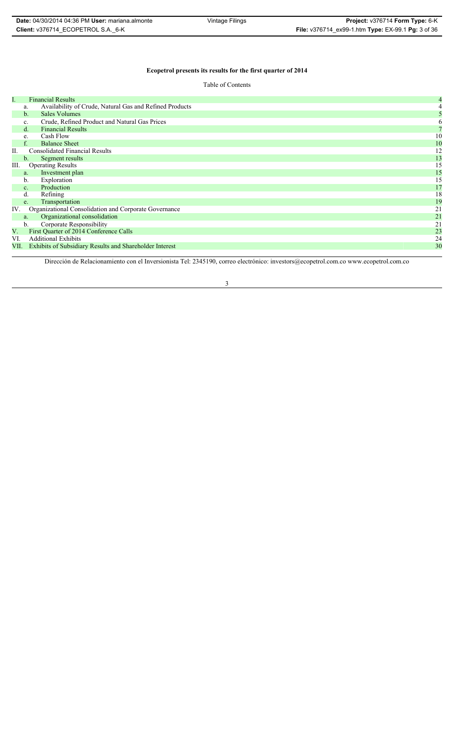**Ecopetrol presents its results for the first quarter of 2014**

Table of Contents

| | | |
|---|---|---|
| I. | Financial Results | 4 |
| | a. Availability of Crude, Natural Gas and Refined Products | 4 |
| | b. Sales Volumes | 5 |
| | c. Crude, Refined Product and Natural Gas Prices | 6 |
| | d. Financial Results | 7 |
| | e. Cash Flow | 10 |
| | f. Balance Sheet | 10 |
| II. | Consolidated Financial Results | 12 |
| | b. Segment results | 13 |
| III. | Operating Results | 15 |
| | a. Investment plan | 15 |
| | b. Exploration | 15 |
| | c. Production | 17 |
| | d. Refining | 18 |
| | e. Transportation | 19 |
| IV. | Organizational Consolidation and Corporate Governance | 21 |
| | a. Organizational consolidation | 21 |
| | b. Corporate Responsibility | 21 |
| V. | First Quarter of 2014 Conference Calls | 23 |
| VI. | Additional Exhibits | 24 |
| VII. | Exhibits of Subsidiary Results and Shareholder Interest | 30 |

Dirección de Relacionamiento con el Inversionista Tel: 2345190, correo electrónico: investors@ecopetrol.com.co www.ecopetrol.com.co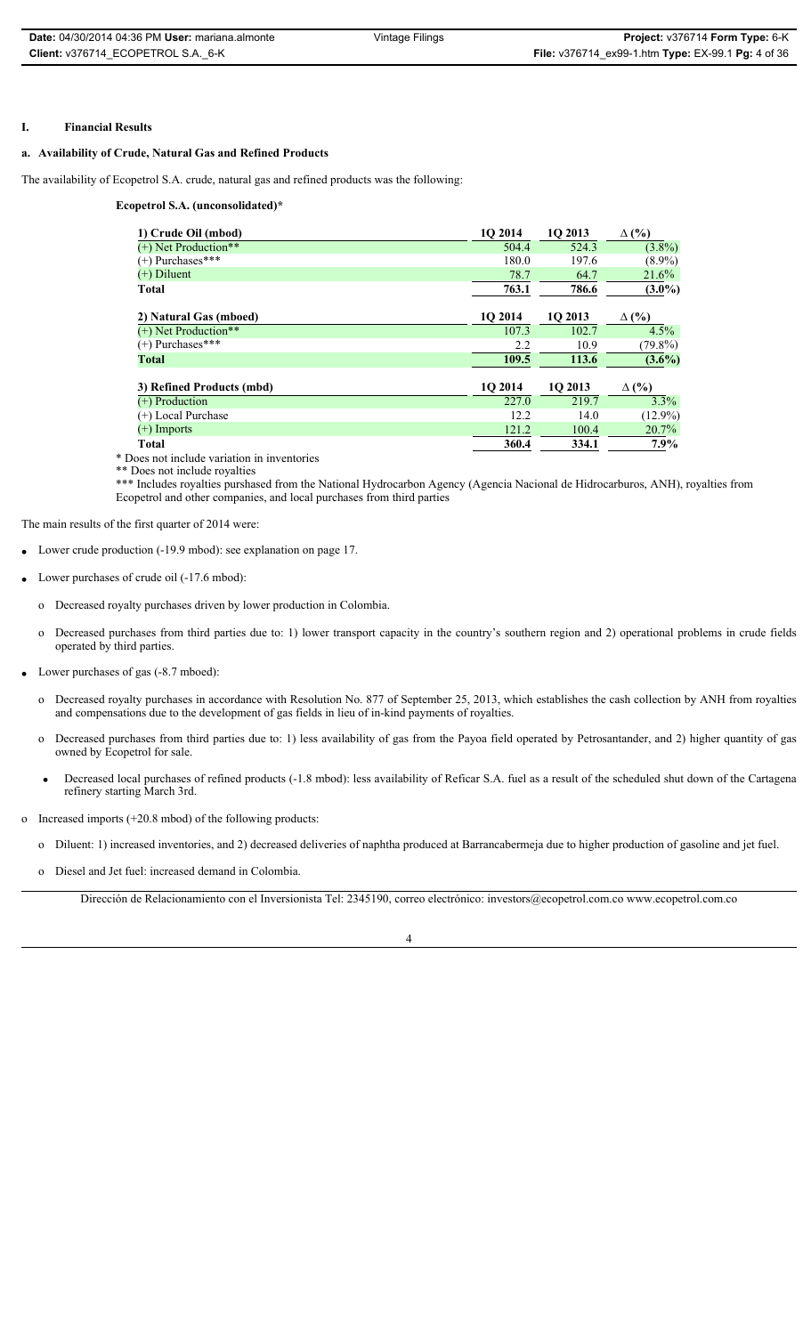# I. Financial Results

## a. Availability of Crude, Natural Gas and Refined Products

The availability of Ecopetrol S.A. crude, natural gas and refined products was the following:

**Ecopetrol S.A. (unconsolidated)***

| 1) Crude Oil (mbod) | 1Q 2014 | 1Q 2013 | ∆ (%) |
|---|---|---|---|
| (+) Net Production** | 504.4 | 524.3 | (3.8%) |
| (+) Purchases*** | 180.0 | 197.6 | (8.9%) |
| (+) Diluent | 78.7 | 64.7 | 21.6% |
| **Total** | **763.1** | **786.6** | **(3.0%)** |
| **2) Natural Gas (mboed)** | **1Q 2014** | **1Q 2013** | **∆ (%)** |
| (+) Net Production** | 107.3 | 102.7 | 4.5% |
| (+) Purchases*** | 2.2 | 10.9 | (79.8%) |
| **Total** | **109.5** | **113.6** | **(3.6%)** |
| **3) Refined Products (mbd)** | **1Q 2014** | **1Q 2013** | **∆ (%)** |
| (+) Production | 227.0 | 219.7 | 3.3% |
| (+) Local Purchase | 12.2 | 14.0 | (12.9%) |
| (+) Imports | 121.2 | 100.4 | 20.7% |
| **Total** | **360.4** | **334.1** | **7.9%** |

\* Does not include variation in inventories

** Does not include royalties

*** Includes royalties purshased from the National Hydrocarbon Agency (Agencia Nacional de Hidrocarburos, ANH), royalties from Ecopetrol and other companies, and local purchases from third parties

The main results of the first quarter of 2014 were:

- Lower crude production (-19.9 mbod): see explanation on page 17.
- Lower purchases of crude oil (-17.6 mbod):
  - Decreased royalty purchases driven by lower production in Colombia.
  - Decreased purchases from third parties due to: 1) lower transport capacity in the country's southern region and 2) operational problems in crude fields operated by third parties.
- Lower purchases of gas (-8.7 mboed):
  - Decreased royalty purchases in accordance with Resolution No. 877 of September 25, 2013, which establishes the cash collection by ANH from royalties and compensations due to the development of gas fields in lieu of in-kind payments of royalties.
  - Decreased purchases from third parties due to: 1) less availability of gas from the Payoa field operated by Petrosantander, and 2) higher quantity of gas owned by Ecopetrol for sale.
  - Decreased local purchases of refined products (-1.8 mbod): less availability of Reficar S.A. fuel as a result of the scheduled shut down of the Cartagena refinery starting March 3rd.
- Increased imports (+20.8 mbod) of the following products:
  - Diluent: 1) increased inventories, and 2) decreased deliveries of naphtha produced at Barrancabermeja due to higher production of gasoline and jet fuel.
  - Diesel and Jet fuel: increased demand in Colombia.

Dirección de Relacionamiento con el Inversionista Tel: 2345190, correo electrónico: investors@ecopetrol.com.co www.ecopetrol.com.co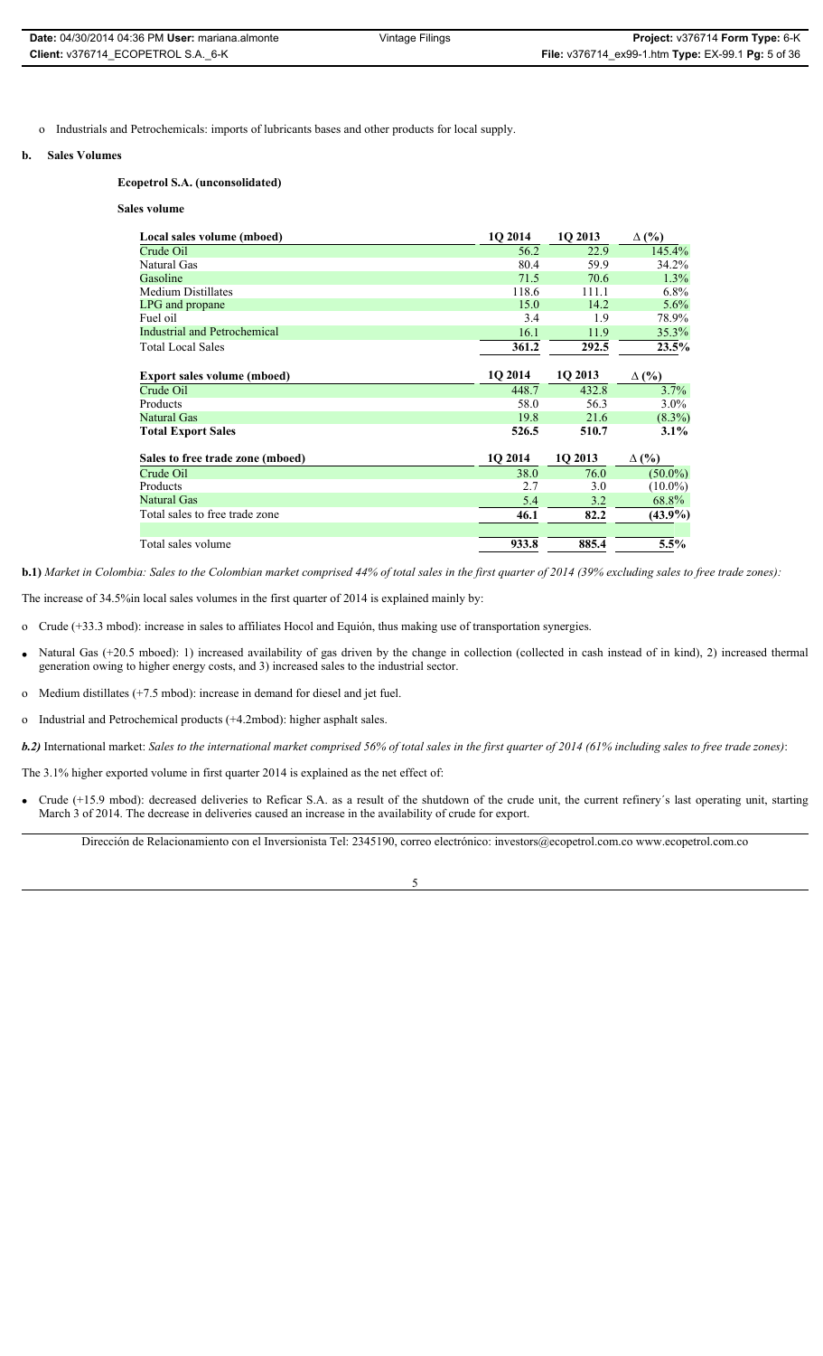- Industrials and Petrochemicals: imports of lubricants bases and other products for local supply.

**b. Sales Volumes**

**Ecopetrol S.A. (unconsolidated)**

**Sales volume**

| Local sales volume (mboed) | 1Q 2014 | 1Q 2013 | Δ (%) |
|---|---|---|---|
| Crude Oil | 56.2 | 22.9 | 145.4% |
| Natural Gas | 80.4 | 59.9 | 34.2% |
| Gasoline | 71.5 | 70.6 | 1.3% |
| Medium Distillates | 118.6 | 111.1 | 6.8% |
| LPG and propane | 15.0 | 14.2 | 5.6% |
| Fuel oil | 3.4 | 1.9 | 78.9% |
| Industrial and Petrochemical | 16.1 | 11.9 | 35.3% |
| Total Local Sales | **361.2** | **292.5** | **23.5%** |
| **Export sales volume (mboed)** | **1Q 2014** | **1Q 2013** | **Δ (%)** |
| Crude Oil | 448.7 | 432.8 | 3.7% |
| Products | 58.0 | 56.3 | 3.0% |
| Natural Gas | 19.8 | 21.6 | (8.3%) |
| **Total Export Sales** | **526.5** | **510.7** | **3.1%** |
| **Sales to free trade zone (mboed)** | **1Q 2014** | **1Q 2013** | **Δ (%)** |
| Crude Oil | 38.0 | 76.0 | (50.0%) |
| Products | 2.7 | 3.0 | (10.0%) |
| Natural Gas | 5.4 | 3.2 | 68.8% |
| Total sales to free trade zone | **46.1** | **82.2** | **(43.9%)** |
| Total sales volume | **933.8** | **885.4** | **5.5%** |

**b.1)** *Market in Colombia: Sales to the Colombian market comprised 44% of total sales in the first quarter of 2014 (39% excluding sales to free trade zones):*

The increase of 34.5%in local sales volumes in the first quarter of 2014 is explained mainly by:

- Crude (+33.3 mbod): increase in sales to affiliates Hocol and Equión, thus making use of transportation synergies.
- Natural Gas (+20.5 mboed): 1) increased availability of gas driven by the change in collection (collected in cash instead of in kind), 2) increased thermal generation owing to higher energy costs, and 3) increased sales to the industrial sector.
- Medium distillates (+7.5 mbod): increase in demand for diesel and jet fuel.
- Industrial and Petrochemical products (+4.2mbod): higher asphalt sales.

***b.2)*** International market: *Sales to the international market comprised 56% of total sales in the first quarter of 2014 (61% including sales to free trade zones)*:

The 3.1% higher exported volume in first quarter 2014 is explained as the net effect of:

- Crude (+15.9 mbod): decreased deliveries to Reficar S.A. as a result of the shutdown of the crude unit, the current refinery´s last operating unit, starting March 3 of 2014. The decrease in deliveries caused an increase in the availability of crude for export.

Dirección de Relacionamiento con el Inversionista Tel: 2345190, correo electrónico: investors@ecopetrol.com.co www.ecopetrol.com.co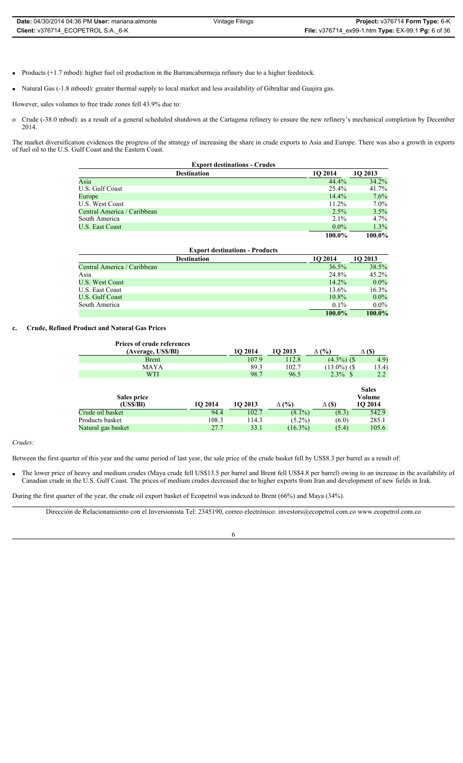- Products (+1.7 mbod): higher fuel oil production in the Barrancabermeja refinery due to a higher feedstock.
- Natural Gas (-1.8 mboed): greater thermal supply to local market and less availability of Gibraltar and Guajira gas.

However, sales volumes to free trade zones fell 43.9% due to:

- Crude (-38.0 mbod): as a result of a general scheduled shutdown at the Cartagena refinery to ensure the new refinery's mechanical completion by December 2014.

The market diversification evidences the progress of the strategy of increasing the share in crude exports to Asia and Europe. There was also a growth in exports of fuel oil to the U.S. Gulf Coast and the Eastern Coast.

| Export destinations - Crudes | | |
|---|---|---|
| **Destination** | **1Q 2014** | **1Q 2013** |
| Asia | 44.4% | 34.2% |
| U.S. Gulf Coast | 25.4% | 41.7% |
| Europe | 14.4% | 7.6% |
| U.S. West Coast | 11.2% | 7.0% |
| Central America / Caribbean | 2.5% | 3.5% |
| South America | 2.1% | 4.7% |
| U.S. East Coast | 0.0% | 1.3% |
| | **100.0%** | **100.0%** |

| Export destinations - Products | | |
|---|---|---|
| **Destination** | **1Q 2014** | **1Q 2013** |
| Central America / Caribbean | 36.5% | 38.5% |
| Asia | 24.8% | 45.2% |
| U.S. West Coast | 14.2% | 0.0% |
| U.S. East Coast | 13.6% | 16.3% |
| U.S. Gulf Coast | 10.8% | 0.0% |
| South America | 0.1% | 0.0% |
| | **100.0%** | **100.0%** |

## c. Crude, Refined Product and Natural Gas Prices

| Prices of crude references (Average, US$/Bl) | 1Q 2014 | 1Q 2013 | Δ (%) | Δ ($) |
|---|---|---|---|---|
| Brent | 107.9 | 112.8 | (4.3%) | ($ 4.9) |
| MAYA | 89.3 | 102.7 | (13.0%) | ($ 13.4) |
| WTI | 98.7 | 96.5 | 2.3% | $ 2.2 |

| Sales price (US$/Bl) | 1Q 2014 | 1Q 2013 | Δ (%) | Δ ($) | Sales Volume 1Q 2014 |
|---|---|---|---|---|---|
| Crude oil basket | 94.4 | 102.7 | (8.1%) | (8.3) | 542.9 |
| Products basket | 108.3 | 114.3 | (5.2%) | (6.0) | 285.1 |
| Natural gas basket | 27.7 | 33.1 | (16.3%) | (5.4) | 105.6 |

*Crudes:*

Between the first quarter of this year and the same period of last year, the sale price of the crude basket fell by US$8.3 per barrel as a result of:

- The lower price of heavy and medium crudes (Maya crude fell US$13.5 per barrel and Brent fell US$4.8 per barrel) owing to an increase in the availability of Canadian crude in the U.S. Gulf Coast. The prices of medium crudes decreased due to higher exports from Iran and development of new fields in Irak.

During the first quarter of the year, the crude oil export basket of Ecopetrol was indexed to Brent (66%) and Maya (34%).

Dirección de Relacionamiento con el Inversionista Tel: 2345190, correo electrónico: investors@ecopetrol.com.co www.ecopetrol.com.co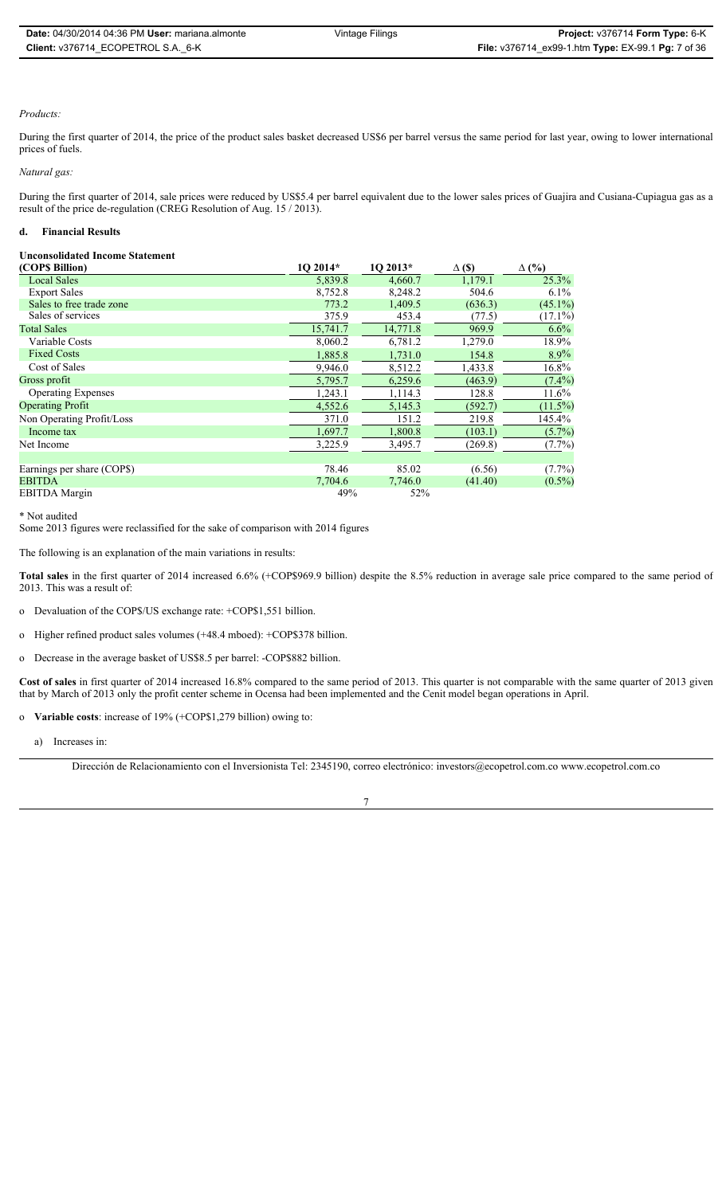*Products:*

During the first quarter of 2014, the price of the product sales basket decreased US$6 per barrel versus the same period for last year, owing to lower international prices of fuels.

*Natural gas:*

During the first quarter of 2014, sale prices were reduced by US$5.4 per barrel equivalent due to the lower sales prices of Guajira and Cusiana-Cupiagua gas as a result of the price de-regulation (CREG Resolution of Aug. 15 / 2013).

### d. Financial Results

**Unconsolidated Income Statement**

| (COP$ Billion) | 1Q 2014* | 1Q 2013* | Δ ($) | Δ (%) |
|---|---|---|---|---|
| Local Sales | 5,839.8 | 4,660.7 | 1,179.1 | 25.3% |
| Export Sales | 8,752.8 | 8,248.2 | 504.6 | 6.1% |
| Sales to free trade zone | 773.2 | 1,409.5 | (636.3) | (45.1%) |
| Sales of services | 375.9 | 453.4 | (77.5) | (17.1%) |
| Total Sales | 15,741.7 | 14,771.8 | 969.9 | 6.6% |
| Variable Costs | 8,060.2 | 6,781.2 | 1,279.0 | 18.9% |
| Fixed Costs | 1,885.8 | 1,731.0 | 154.8 | 8.9% |
| Cost of Sales | 9,946.0 | 8,512.2 | 1,433.8 | 16.8% |
| Gross profit | 5,795.7 | 6,259.6 | (463.9) | (7.4%) |
| Operating Expenses | 1,243.1 | 1,114.3 | 128.8 | 11.6% |
| Operating Profit | 4,552.6 | 5,145.3 | (592.7) | (11.5%) |
| Non Operating Profit/Loss | 371.0 | 151.2 | 219.8 | 145.4% |
| Income tax | 1,697.7 | 1,800.8 | (103.1) | (5.7%) |
| Net Income | 3,225.9 | 3,495.7 | (269.8) | (7.7%) |
| | | | | |
| Earnings per share (COP$) | 78.46 | 85.02 | (6.56) | (7.7%) |
| EBITDA | 7,704.6 | 7,746.0 | (41.40) | (0.5%) |
| EBITDA Margin | 49% | 52% | | |

\* Not audited

Some 2013 figures were reclassified for the sake of comparison with 2014 figures

The following is an explanation of the main variations in results:

**Total sales** in the first quarter of 2014 increased 6.6% (+COP$969.9 billion) despite the 8.5% reduction in average sale price compared to the same period of 2013. This was a result of:

- Devaluation of the COP$/US exchange rate: +COP$1,551 billion.
- Higher refined product sales volumes (+48.4 mboed): +COP$378 billion.
- Decrease in the average basket of US$8.5 per barrel: -COP$882 billion.

**Cost of sales** in first quarter of 2014 increased 16.8% compared to the same period of 2013. This quarter is not comparable with the same quarter of 2013 given that by March of 2013 only the profit center scheme in Ocensa had been implemented and the Cenit model began operations in April.

- **Variable costs**: increase of 19% (+COP$1,279 billion) owing to:

  a) Increases in: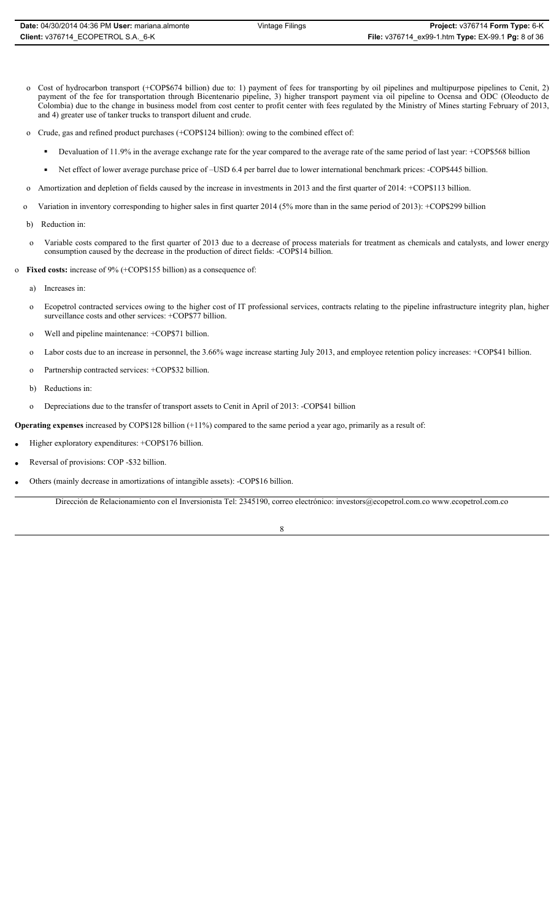- o Cost of hydrocarbon transport (+COP$674 billion) due to: 1) payment of fees for transporting by oil pipelines and multipurpose pipelines to Cenit, 2) payment of the fee for transportation through Bicentenario pipeline, 3) higher transport payment via oil pipeline to Ocensa and ODC (Oleoducto de Colombia) due to the change in business model from cost center to profit center with fees regulated by the Ministry of Mines starting February of 2013, and 4) greater use of tanker trucks to transport diluent and crude.

- o Crude, gas and refined product purchases (+COP$124 billion): owing to the combined effect of:

  - Devaluation of 11.9% in the average exchange rate for the year compared to the average rate of the same period of last year: +COP$568 billion

  - Net effect of lower average purchase price of –USD 6.4 per barrel due to lower international benchmark prices: -COP$445 billion.

- o Amortization and depletion of fields caused by the increase in investments in 2013 and the first quarter of 2014: +COP$113 billion.

- o Variation in inventory corresponding to higher sales in first quarter 2014 (5% more than in the same period of 2013): +COP$299 billion

b) Reduction in:

- o Variable costs compared to the first quarter of 2013 due to a decrease of process materials for treatment as chemicals and catalysts, and lower energy consumption caused by the decrease in the production of direct fields: -COP$14 billion.

- o **Fixed costs:** increase of 9% (+COP$155 billion) as a consequence of:

a) Increases in:

- o Ecopetrol contracted services owing to the higher cost of IT professional services, contracts relating to the pipeline infrastructure integrity plan, higher surveillance costs and other services: +COP$77 billion.

- o Well and pipeline maintenance: +COP$71 billion.

- o Labor costs due to an increase in personnel, the 3.66% wage increase starting July 2013, and employee retention policy increases: +COP$41 billion.

- o Partnership contracted services: +COP$32 billion.

b) Reductions in:

- o Depreciations due to the transfer of transport assets to Cenit in April of 2013: -COP$41 billion

**Operating expenses** increased by COP$128 billion (+11%) compared to the same period a year ago, primarily as a result of:

- Higher exploratory expenditures: +COP$176 billion.
- Reversal of provisions: COP -$32 billion.
- Others (mainly decrease in amortizations of intangible assets): -COP$16 billion.

Dirección de Relacionamiento con el Inversionista Tel: 2345190, correo electrónico: investors@ecopetrol.com.co www.ecopetrol.com.co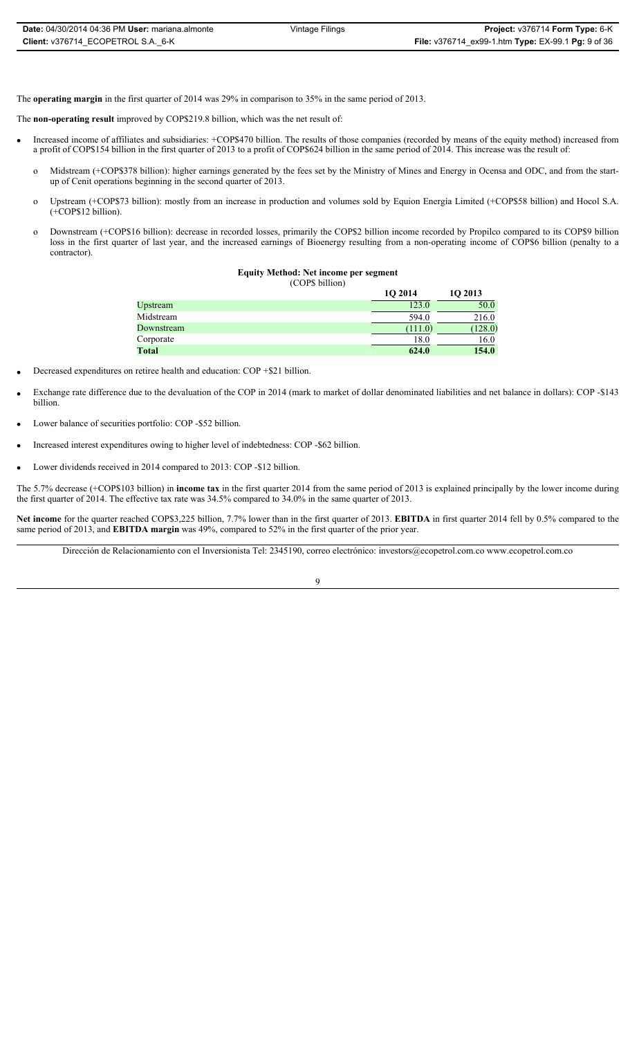The **operating margin** in the first quarter of 2014 was 29% in comparison to 35% in the same period of 2013.

The **non-operating result** improved by COP$219.8 billion, which was the net result of:

- Increased income of affiliates and subsidiaries: +COP$470 billion. The results of those companies (recorded by means of the equity method) increased from a profit of COP$154 billion in the first quarter of 2013 to a profit of COP$624 billion in the same period of 2014. This increase was the result of:
  - Midstream (+COP$378 billion): higher earnings generated by the fees set by the Ministry of Mines and Energy in Ocensa and ODC, and from the start-up of Cenit operations beginning in the second quarter of 2013.
  - Upstream (+COP$73 billion): mostly from an increase in production and volumes sold by Equion Energía Limited (+COP$58 billion) and Hocol S.A. (+COP$12 billion).
  - Downstream (+COP$16 billion): decrease in recorded losses, primarily the COP$2 billion income recorded by Propilco compared to its COP$9 billion loss in the first quarter of last year, and the increased earnings of Bioenergy resulting from a non-operating income of COP$6 billion (penalty to a contractor).

**Equity Method: Net income per segment**
(COP$ billion)

| | 1Q 2014 | 1Q 2013 |
|---|---|---|
| Upstream | 123.0 | 50.0 |
| Midstream | 594.0 | 216.0 |
| Downstream | (111.0) | (128.0) |
| Corporate | 18.0 | 16.0 |
| **Total** | **624.0** | **154.0** |

- Decreased expenditures on retiree health and education: COP +$21 billion.
- Exchange rate difference due to the devaluation of the COP in 2014 (mark to market of dollar denominated liabilities and net balance in dollars): COP -$143 billion.
- Lower balance of securities portfolio: COP -$52 billion.
- Increased interest expenditures owing to higher level of indebtedness: COP -$62 billion.
- Lower dividends received in 2014 compared to 2013: COP -$12 billion.

The 5.7% decrease (+COP$103 billion) in **income tax** in the first quarter 2014 from the same period of 2013 is explained principally by the lower income during the first quarter of 2014. The effective tax rate was 34.5% compared to 34.0% in the same quarter of 2013.

**Net income** for the quarter reached COP$3,225 billion, 7.7% lower than in the first quarter of 2013. **EBITDA** in first quarter 2014 fell by 0.5% compared to the same period of 2013, and **EBITDA margin** was 49%, compared to 52% in the first quarter of the prior year.

Dirección de Relacionamiento con el Inversionista Tel: 2345190, correo electrónico: investors@ecopetrol.com.co www.ecopetrol.com.co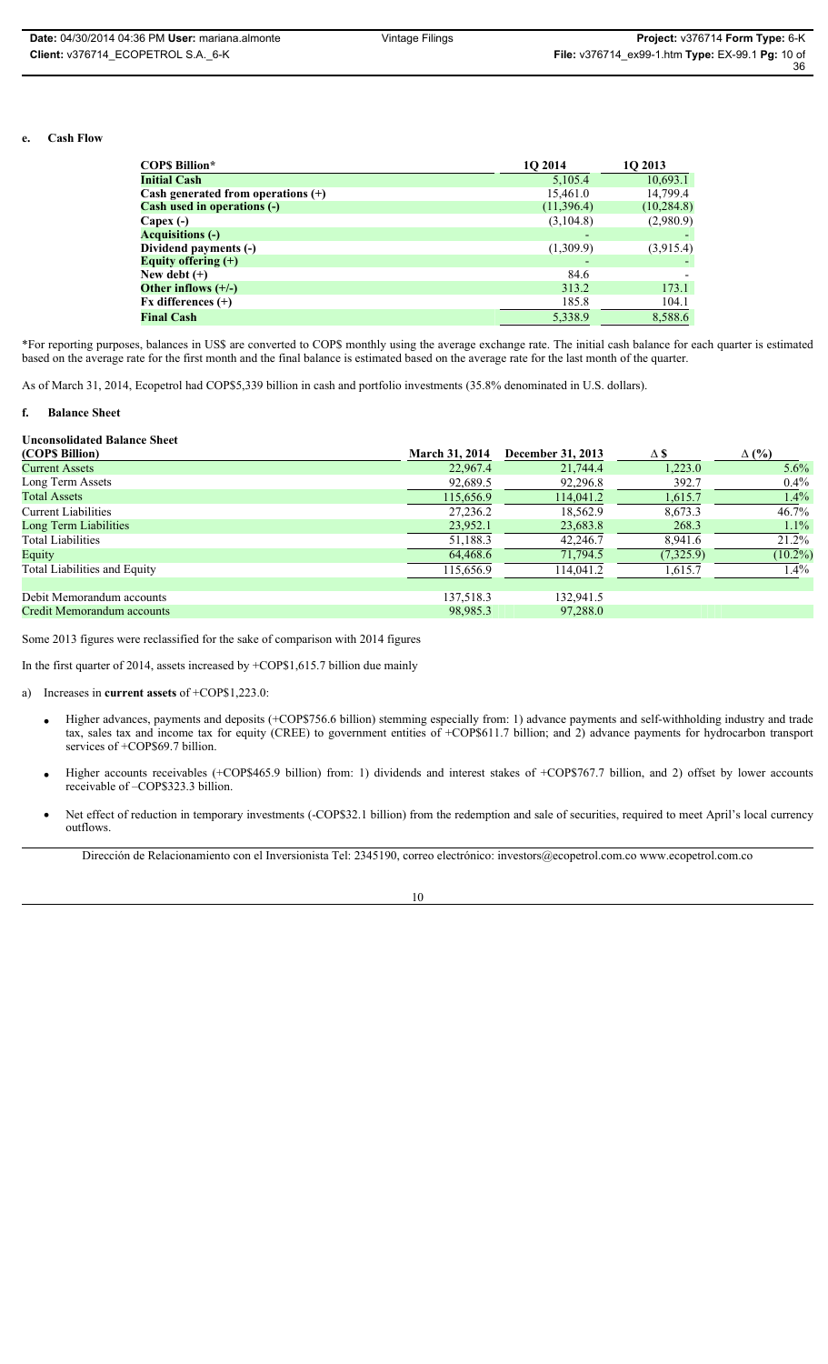**e. Cash Flow**

| COP$ Billion* | 1Q 2014 | 1Q 2013 |
|---|---|---|
| **Initial Cash** | 5,105.4 | 10,693.1 |
| **Cash generated from operations (+)** | 15,461.0 | 14,799.4 |
| **Cash used in operations (-)** | (11,396.4) | (10,284.8) |
| **Capex (-)** | (3,104.8) | (2,980.9) |
| **Acquisitions (-)** | - | - |
| **Dividend payments (-)** | (1,309.9) | (3,915.4) |
| **Equity offering (+)** | - | - |
| **New debt (+)** | 84.6 | - |
| **Other inflows (+/-)** | 313.2 | 173.1 |
| **Fx differences (+)** | 185.8 | 104.1 |
| **Final Cash** | 5,338.9 | 8,588.6 |

*For reporting purposes, balances in US$ are converted to COP$ monthly using the average exchange rate. The initial cash balance for each quarter is estimated based on the average rate for the first month and the final balance is estimated based on the average rate for the last month of the quarter.

As of March 31, 2014, Ecopetrol had COP$5,339 billion in cash and portfolio investments (35.8% denominated in U.S. dollars).

**f. Balance Sheet**

**Unconsolidated Balance Sheet**

| (COP$ Billion) | March 31, 2014 | December 31, 2013 | Δ $ | Δ (%) |
|---|---|---|---|---|
| Current Assets | 22,967.4 | 21,744.4 | 1,223.0 | 5.6% |
| Long Term Assets | 92,689.5 | 92,296.8 | 392.7 | 0.4% |
| Total Assets | 115,656.9 | 114,041.2 | 1,615.7 | 1.4% |
| Current Liabilities | 27,236.2 | 18,562.9 | 8,673.3 | 46.7% |
| Long Term Liabilities | 23,952.1 | 23,683.8 | 268.3 | 1.1% |
| Total Liabilities | 51,188.3 | 42,246.7 | 8,941.6 | 21.2% |
| Equity | 64,468.6 | 71,794.5 | (7,325.9) | (10.2%) |
| Total Liabilities and Equity | 115,656.9 | 114,041.2 | 1,615.7 | 1.4% |
| | | | | |
| Debit Memorandum accounts | 137,518.3 | 132,941.5 | | |
| Credit Memorandum accounts | 98,985.3 | 97,288.0 | | |

Some 2013 figures were reclassified for the sake of comparison with 2014 figures

In the first quarter of 2014, assets increased by +COP$1,615.7 billion due mainly

a) Increases in **current assets** of +COP$1,223.0:

- Higher advances, payments and deposits (+COP$756.6 billion) stemming especially from: 1) advance payments and self-withholding industry and trade tax, sales tax and income tax for equity (CREE) to government entities of +COP$611.7 billion; and 2) advance payments for hydrocarbon transport services of +COP$69.7 billion.
- Higher accounts receivables (+COP$465.9 billion) from: 1) dividends and interest stakes of +COP$767.7 billion, and 2) offset by lower accounts receivable of –COP$323.3 billion.
- Net effect of reduction in temporary investments (-COP$32.1 billion) from the redemption and sale of securities, required to meet April's local currency outflows.

Dirección de Relacionamiento con el Inversionista Tel: 2345190, correo electrónico: investors@ecopetrol.com.co www.ecopetrol.com.co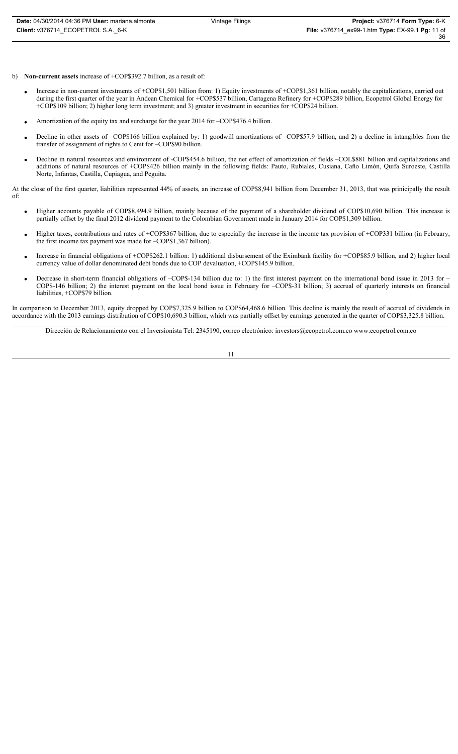b) **Non-current assets** increase of +COP$392.7 billion, as a result of:

- Increase in non-current investments of +COP$1,501 billion from: 1) Equity investments of +COP$1,361 billion, notably the capitalizations, carried out during the first quarter of the year in Andean Chemical for +COP$537 billion, Cartagena Refinery for +COP$289 billion, Ecopetrol Global Energy for +COP$109 billion; 2) higher long term investment; and 3) greater investment in securities for +COP$24 billion.

- Amortization of the equity tax and surcharge for the year 2014 for –COP$476.4 billion.

- Decline in other assets of –COP$166 billion explained by: 1) goodwill amortizations of –COP$57.9 billion, and 2) a decline in intangibles from the transfer of assignment of rights to Cenit for –COP$90 billion.

- Decline in natural resources and environment of -COP$454.6 billion, the net effect of amortization of fields –COL$881 billion and capitalizations and additions of natural resources of +COP$426 billion mainly in the following fields: Pauto, Rubiales, Cusiana, Caño Limón, Quifa Suroeste, Castilla Norte, Infantas, Castilla, Cupiagua, and Peguita.

At the close of the first quarter, liabilities represented 44% of assets, an increase of COP$8,941 billion from December 31, 2013, that was prinicipally the result of:

- Higher accounts payable of COP$8,494.9 billion, mainly because of the payment of a shareholder dividend of COP$10,690 billion. This increase is partially offset by the final 2012 dividend payment to the Colombian Government made in January 2014 for COP$1,309 billion.

- Higher taxes, contributions and rates of +COP$367 billion, due to especially the increase in the income tax provision of +COP331 billion (in February, the first income tax payment was made for –COP$1,367 billion).

- Increase in financial obligations of +COP$262.1 billion: 1) additional disbursement of the Eximbank facility for +COP$85.9 billion, and 2) higher local currency value of dollar denominated debt bonds due to COP devaluation, +COP$145.9 billion.

- Decrease in short-term financial obligations of –COP$-134 billion due to: 1) the first interest payment on the international bond issue in 2013 for –COP$-146 billion; 2) the interest payment on the local bond issue in February for –COP$-31 billion; 3) accrual of quarterly interests on financial liabilities, +COP$79 billion.

In comparison to December 2013, equity dropped by COP$7,325.9 billion to COP$64,468.6 billion. This decline is mainly the result of accrual of dividends in accordance with the 2013 earnings distribution of COP$10,690.3 billion, which was partially offset by earnings generated in the quarter of COP$3,325.8 billion.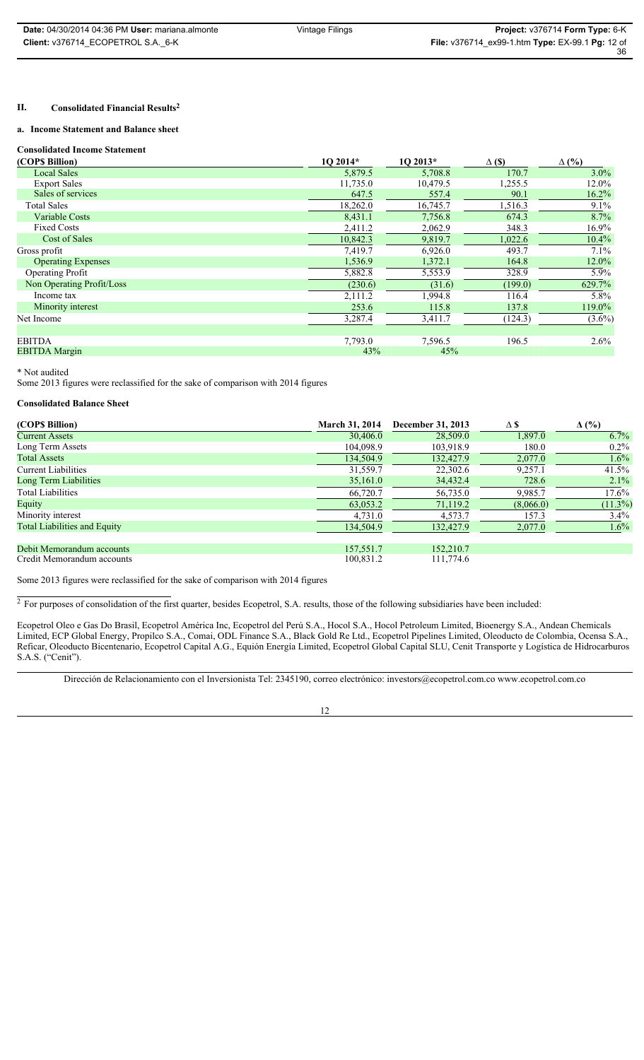## II. Consolidated Financial Results[2]

### a. Income Statement and Balance sheet

**Consolidated Income Statement**

| (COP$ Billion) | 1Q 2014* | 1Q 2013* | Δ ($) | Δ (%) |
|---|---|---|---|---|
| Local Sales | 5,879.5 | 5,708.8 | 170.7 | 3.0% |
| Export Sales | 11,735.0 | 10,479.5 | 1,255.5 | 12.0% |
| Sales of services | 647.5 | 557.4 | 90.1 | 16.2% |
| Total Sales | 18,262.0 | 16,745.7 | 1,516.3 | 9.1% |
| Variable Costs | 8,431.1 | 7,756.8 | 674.3 | 8.7% |
| Fixed Costs | 2,411.2 | 2,062.9 | 348.3 | 16.9% |
| Cost of Sales | 10,842.3 | 9,819.7 | 1,022.6 | 10.4% |
| Gross profit | 7,419.7 | 6,926.0 | 493.7 | 7.1% |
| Operating Expenses | 1,536.9 | 1,372.1 | 164.8 | 12.0% |
| Operating Profit | 5,882.8 | 5,553.9 | 328.9 | 5.9% |
| Non Operating Profit/Loss | (230.6) | (31.6) | (199.0) | 629.7% |
| Income tax | 2,111.2 | 1,994.8 | 116.4 | 5.8% |
| Minority interest | 253.6 | 115.8 | 137.8 | 119.0% |
| Net Income | 3,287.4 | 3,411.7 | (124.3) | (3.6%) |
| | | | | |
| EBITDA | 7,793.0 | 7,596.5 | 196.5 | 2.6% |
| EBITDA Margin | 43% | 45% | | |

\* Not audited

Some 2013 figures were reclassified for the sake of comparison with 2014 figures

**Consolidated Balance Sheet**

| (COP$ Billion) | March 31, 2014 | December 31, 2013 | Δ $ | Δ (%) |
|---|---|---|---|---|
| Current Assets | 30,406.0 | 28,509.0 | 1,897.0 | 6.7% |
| Long Term Assets | 104,098.9 | 103,918.9 | 180.0 | 0.2% |
| Total Assets | 134,504.9 | 132,427.9 | 2,077.0 | 1.6% |
| Current Liabilities | 31,559.7 | 22,302.6 | 9,257.1 | 41.5% |
| Long Term Liabilities | 35,161.0 | 34,432.4 | 728.6 | 2.1% |
| Total Liabilities | 66,720.7 | 56,735.0 | 9,985.7 | 17.6% |
| Equity | 63,053.2 | 71,119.2 | (8,066.0) | (11.3%) |
| Minority interest | 4,731.0 | 4,573.7 | 157.3 | 3.4% |
| Total Liabilities and Equity | 134,504.9 | 132,427.9 | 2,077.0 | 1.6% |
| | | | | |
| Debit Memorandum accounts | 157,551.7 | 152,210.7 | | |
| Credit Memorandum accounts | 100,831.2 | 111,774.6 | | |

Some 2013 figures were reclassified for the sake of comparison with 2014 figures

[2] For purposes of consolidation of the first quarter, besides Ecopetrol, S.A. results, those of the following subsidiaries have been included:

Ecopetrol Oleo e Gas Do Brasil, Ecopetrol América Inc, Ecopetrol del Perú S.A., Hocol S.A., Hocol Petroleum Limited, Bioenergy S.A., Andean Chemicals Limited, ECP Global Energy, Propilco S.A., Comai, ODL Finance S.A., Black Gold Re Ltd., Ecopetrol Pipelines Limited, Oleoducto de Colombia, Ocensa S.A., Reficar, Oleoducto Bicentenario, Ecopetrol Capital A.G., Equión Energía Limited, Ecopetrol Global Capital SLU, Cenit Transporte y Logística de Hidrocarburos S.A.S. ("Cenit").

Dirección de Relacionamiento con el Inversionista Tel: 2345190, correo electrónico: investors@ecopetrol.com.co www.ecopetrol.com.co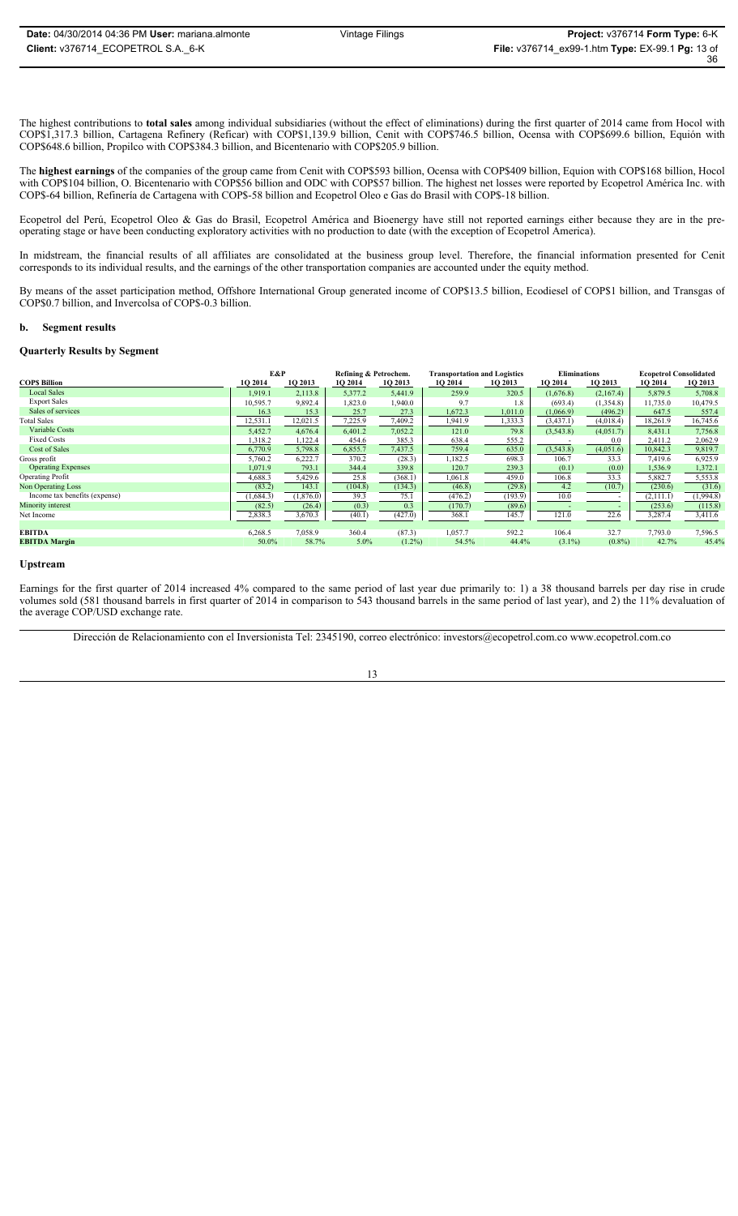The highest contributions to **total sales** among individual subsidiaries (without the effect of eliminations) during the first quarter of 2014 came from Hocol with COP$1,317.3 billion, Cartagena Refinery (Reficar) with COP$1,139.9 billion, Cenit with COP$746.5 billion, Ocensa with COP$699.6 billion, Equión with COP$648.6 billion, Propilco with COP$384.3 billion, and Bicentenario with COP$205.9 billion.

The **highest earnings** of the companies of the group came from Cenit with COP$593 billion, Ocensa with COP$409 billion, Equion with COP$168 billion, Hocol with COP$104 billion, O. Bicentenario with COP$56 billion and ODC with COP$57 billion. The highest net losses were reported by Ecopetrol América Inc. with COP$-64 billion, Refinería de Cartagena with COP$-58 billion and Ecopetrol Oleo e Gas do Brasil with COP$-18 billion.

Ecopetrol del Perú, Ecopetrol Oleo & Gas do Brasil, Ecopetrol América and Bioenergy have still not reported earnings either because they are in the pre-operating stage or have been conducting exploratory activities with no production to date (with the exception of Ecopetrol America).

In midstream, the financial results of all affiliates are consolidated at the business group level. Therefore, the financial information presented for Cenit corresponds to its individual results, and the earnings of the other transportation companies are accounted under the equity method.

By means of the asset participation method, Offshore International Group generated income of COP$13.5 billion, Ecodiesel of COP$1 billion, and Transgas of COP$0.7 billion, and Invercolsa of COP$-0.3 billion.

## b. Segment results

### Quarterly Results by Segment

| | E&P | | Refining & Petrochem. | | Transportation and Logistics | | Eliminations | | Ecopetrol Consolidated | |
|---|---|---|---|---|---|---|---|---|---|---|
| **COP$ Billion** | 1Q 2014 | 1Q 2013 | 1Q 2014 | 1Q 2013 | 1Q 2014 | 1Q 2013 | 1Q 2014 | 1Q 2013 | 1Q 2014 | 1Q 2013 |
| Local Sales | 1,919.1 | 2,113.8 | 5,377.2 | 5,441.9 | 259.9 | 320.5 | (1,676.8) | (2,167.4) | 5,879.5 | 5,708.8 |
| Export Sales | 10,595.7 | 9,892.4 | 1,823.0 | 1,940.0 | 9.7 | 1.8 | (693.4) | (1,354.8) | 11,735.0 | 10,479.5 |
| Sales of services | 16.3 | 15.3 | 25.7 | 27.3 | 1,672.3 | 1,011.0 | (1,066.9) | (496.2) | 647.5 | 557.4 |
| Total Sales | 12,531.1 | 12,021.5 | 7,225.9 | 7,409.2 | 1,941.9 | 1,333.3 | (3,437.1) | (4,018.4) | 18,261.9 | 16,745.6 |
| Variable Costs | 5,452.7 | 4,676.4 | 6,401.2 | 7,052.2 | 121.0 | 79.8 | (3,543.8) | (4,051.7) | 8,431.1 | 7,756.8 |
| Fixed Costs | 1,318.2 | 1,122.4 | 454.6 | 385.3 | 638.4 | 555.2 | - | 0.0 | 2,411.2 | 2,062.9 |
| Cost of Sales | 6,770.9 | 5,798.8 | 6,855.7 | 7,437.5 | 759.4 | 635.0 | (3,543.8) | (4,051.6) | 10,842.3 | 9,819.7 |
| Gross profit | 5,760.2 | 6,222.7 | 370.2 | (28.3) | 1,182.5 | 698.3 | 106.7 | 33.3 | 7,419.6 | 6,925.9 |
| Operating Expenses | 1,071.9 | 793.1 | 344.4 | 339.8 | 120.7 | 239.3 | (0.1) | (0.0) | 1,536.9 | 1,372.1 |
| Operating Profit | 4,688.3 | 5,429.6 | 25.8 | (368.1) | 1,061.8 | 459.0 | 106.8 | 33.3 | 5,882.7 | 5,553.8 |
| Non Operating Loss | (83.2) | 143.1 | (104.8) | (134.3) | (46.8) | (29.8) | 4.2 | (10.7) | (230.6) | (31.6) |
| Income tax benefits (expense) | (1,684.3) | (1,876.0) | 39.3 | 75.1 | (476.2) | (193.9) | 10.0 | - | (2,111.1) | (1,994.8) |
| Minority interest | (82.5) | (26.4) | (0.3) | 0.3 | (170.7) | (89.6) | - | - | (253.6) | (115.8) |
| Net Income | 2,838.3 | 3,670.3 | (40.1) | (427.0) | 368.1 | 145.7 | 121.0 | 22.6 | 3,287.4 | 3,411.6 |
| | | | | | | | | | | |
| **EBITDA** | 6,268.5 | 7,058.9 | 360.4 | (87.3) | 1,057.7 | 592.2 | 106.4 | 32.7 | 7,793.0 | 7,596.5 |
| **EBITDA Margin** | 50.0% | 58.7% | 5.0% | (1.2%) | 54.5% | 44.4% | (3.1%) | (0.8%) | 42.7% | 45.4% |

### Upstream

Earnings for the first quarter of 2014 increased 4% compared to the same period of last year due primarily to: 1) a 38 thousand barrels per day rise in crude volumes sold (581 thousand barrels in first quarter of 2014 in comparison to 543 thousand barrels in the same period of last year), and 2) the 11% devaluation of the average COP/USD exchange rate.

Dirección de Relacionamiento con el Inversionista Tel: 2345190, correo electrónico: investors@ecopetrol.com.co www.ecopetrol.com.co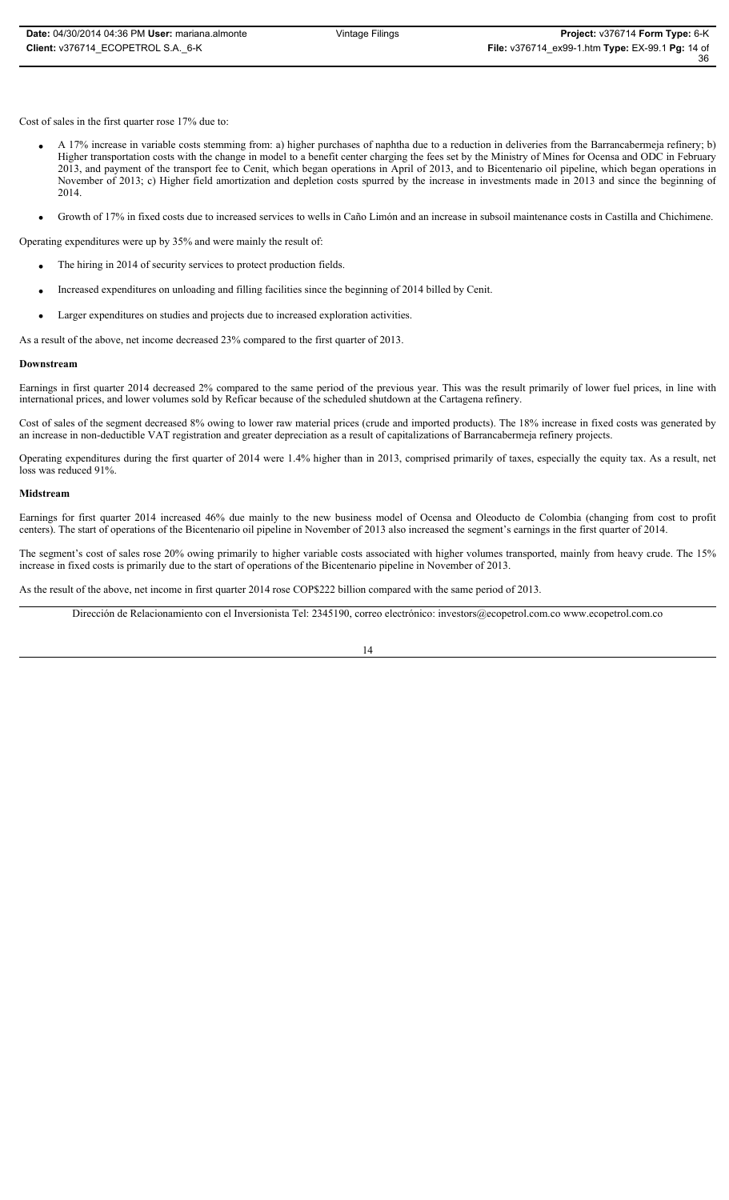Cost of sales in the first quarter rose 17% due to:

- A 17% increase in variable costs stemming from: a) higher purchases of naphtha due to a reduction in deliveries from the Barrancabermeja refinery; b) Higher transportation costs with the change in model to a benefit center charging the fees set by the Ministry of Mines for Ocensa and ODC in February 2013, and payment of the transport fee to Cenit, which began operations in April of 2013, and to Bicentenario oil pipeline, which began operations in November of 2013; c) Higher field amortization and depletion costs spurred by the increase in investments made in 2013 and since the beginning of 2014.
- Growth of 17% in fixed costs due to increased services to wells in Caño Limón and an increase in subsoil maintenance costs in Castilla and Chichimene.

Operating expenditures were up by 35% and were mainly the result of:

- The hiring in 2014 of security services to protect production fields.
- Increased expenditures on unloading and filling facilities since the beginning of 2014 billed by Cenit.
- Larger expenditures on studies and projects due to increased exploration activities.

As a result of the above, net income decreased 23% compared to the first quarter of 2013.

**Downstream**

Earnings in first quarter 2014 decreased 2% compared to the same period of the previous year. This was the result primarily of lower fuel prices, in line with international prices, and lower volumes sold by Reficar because of the scheduled shutdown at the Cartagena refinery.

Cost of sales of the segment decreased 8% owing to lower raw material prices (crude and imported products). The 18% increase in fixed costs was generated by an increase in non-deductible VAT registration and greater depreciation as a result of capitalizations of Barrancabermeja refinery projects.

Operating expenditures during the first quarter of 2014 were 1.4% higher than in 2013, comprised primarily of taxes, especially the equity tax. As a result, net loss was reduced 91%.

**Midstream**

Earnings for first quarter 2014 increased 46% due mainly to the new business model of Ocensa and Oleoducto de Colombia (changing from cost to profit centers). The start of operations of the Bicentenario oil pipeline in November of 2013 also increased the segment's earnings in the first quarter of 2014.

The segment's cost of sales rose 20% owing primarily to higher variable costs associated with higher volumes transported, mainly from heavy crude. The 15% increase in fixed costs is primarily due to the start of operations of the Bicentenario pipeline in November of 2013.

As the result of the above, net income in first quarter 2014 rose COP$222 billion compared with the same period of 2013.

Dirección de Relacionamiento con el Inversionista Tel: 2345190, correo electrónico: investors@ecopetrol.com.co www.ecopetrol.com.co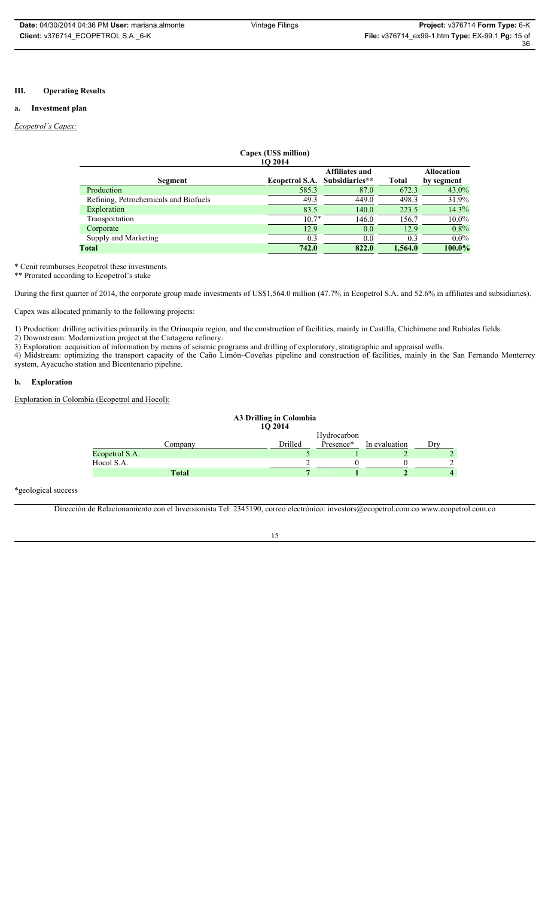## III. Operating Results

### a. Investment plan

*Ecopetrol´s Capex:*

**Capex (US$ million)**
**1Q 2014**

| Segment | Ecopetrol S.A. | Affiliates and Subsidiaries** | Total | Allocation by segment |
|---|---|---|---|---|
| Production | 585.3 | 87.0 | 672.3 | 43.0% |
| Refining, Petrochemicals and Biofuels | 49.3 | 449.0 | 498.3 | 31.9% |
| Exploration | 83.5 | 140.0 | 223.5 | 14.3% |
| Transportation | 10.7* | 146.0 | 156.7 | 10.0% |
| Corporate | 12.9 | 0.0 | 12.9 | 0.8% |
| Supply and Marketing | 0.3 | 0.0 | 0.3 | 0.0% |
| **Total** | **742.0** | **822.0** | **1,564.0** | **100.0%** |

\* Cenit reimburses Ecopetrol these investments

\** Prorated according to Ecopetrol's stake

During the first quarter of 2014, the corporate group made investments of US$1,564.0 million (47.7% in Ecopetrol S.A. and 52.6% in affiliates and subsidiaries).

Capex was allocated primarily to the following projects:

1) Production: drilling activities primarily in the Orinoquia region, and the construction of facilities, mainly in Castilla, Chichimene and Rubiales fields.
2) Downstream: Modernization project at the Cartagena refinery.
3) Exploration: acquisition of information by means of seismic programs and drilling of exploratory, stratigraphic and appraisal wells.
4) Midstream: optimizing the transport capacity of the Caño Limón–Coveñas pipeline and construction of facilities, mainly in the San Fernando Monterrey system, Ayacucho station and Bicentenario pipeline.

### b. Exploration

Exploration in Colombia (Ecopetrol and Hocol):

**A3 Drilling in Colombia**
**1Q 2014**

| Company | Drilled | Hydrocarbon Presence* | In evaluation | Dry |
|---|---|---|---|---|
| Ecopetrol S.A. | 5 | 1 | 2 | 2 |
| Hocol S.A. | 2 | 0 | 0 | 2 |
| **Total** | **7** | **1** | **2** | **4** |

*geological success

Dirección de Relacionamiento con el Inversionista Tel: 2345190, correo electrónico: investors@ecopetrol.com.co www.ecopetrol.com.co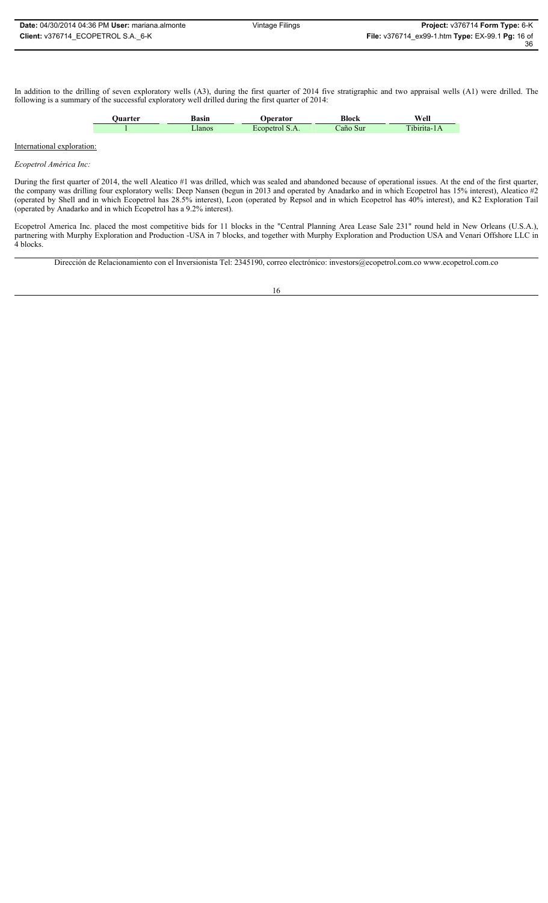In addition to the drilling of seven exploratory wells (A3), during the first quarter of 2014 five stratigraphic and two appraisal wells (A1) were drilled. The following is a summary of the successful exploratory well drilled during the first quarter of 2014:

| Quarter | Basin | Operator | Block | Well |
| --- | --- | --- | --- | --- |
| 1 | Llanos | Ecopetrol S.A. | Caño Sur | Tibirita-1A |

International exploration:

*Ecopetrol América Inc:*

During the first quarter of 2014, the well Aleatico #1 was drilled, which was sealed and abandoned because of operational issues. At the end of the first quarter, the company was drilling four exploratory wells: Deep Nansen (begun in 2013 and operated by Anadarko and in which Ecopetrol has 15% interest), Aleatico #2 (operated by Shell and in which Ecopetrol has 28.5% interest), Leon (operated by Repsol and in which Ecopetrol has 40% interest), and K2 Exploration Tail (operated by Anadarko and in which Ecopetrol has a 9.2% interest).

Ecopetrol America Inc. placed the most competitive bids for 11 blocks in the "Central Planning Area Lease Sale 231" round held in New Orleans (U.S.A.), partnering with Murphy Exploration and Production -USA in 7 blocks, and together with Murphy Exploration and Production USA and Venari Offshore LLC in 4 blocks.

Dirección de Relacionamiento con el Inversionista Tel: 2345190, correo electrónico: investors@ecopetrol.com.co www.ecopetrol.com.co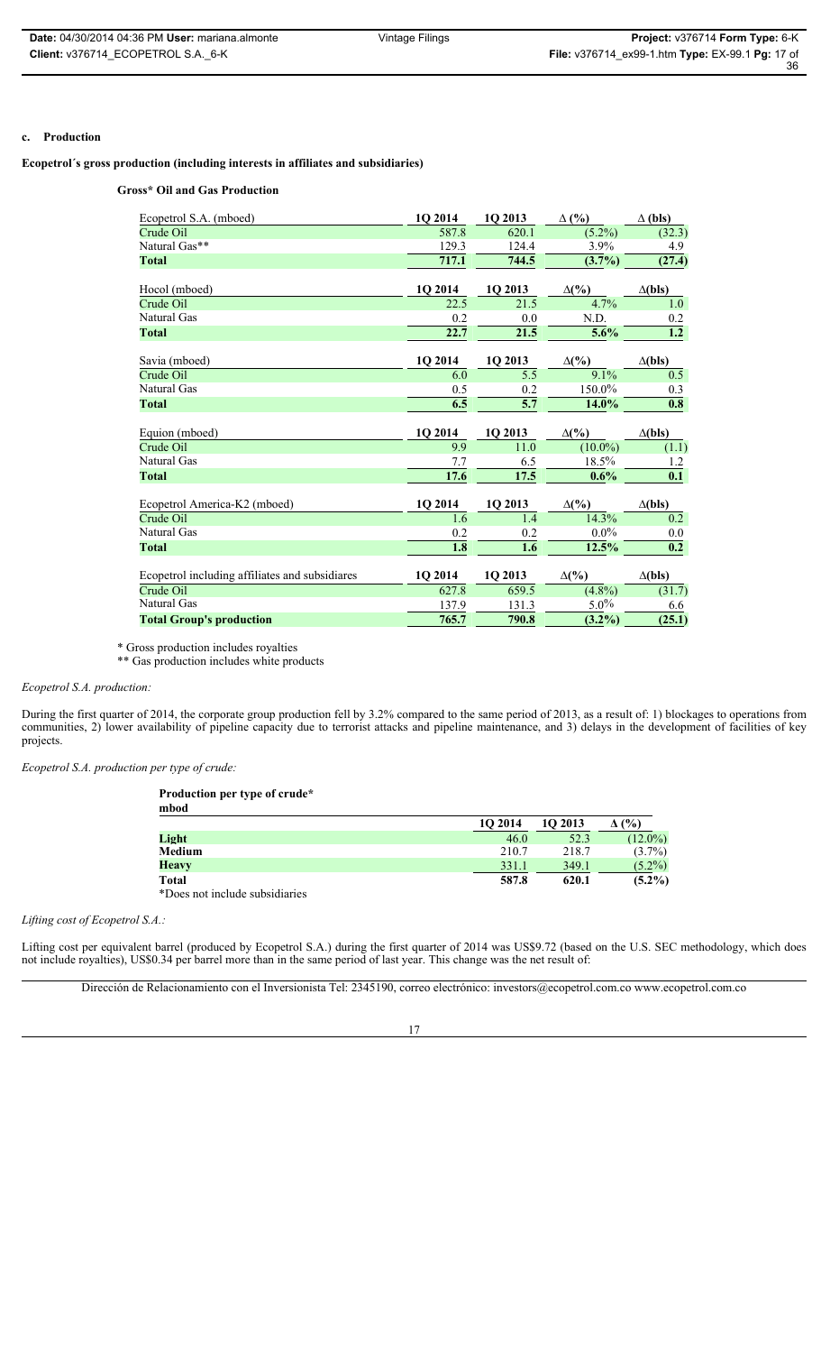**c. Production**

**Ecopetrol´s gross production (including interests in affiliates and subsidiaries)**

**Gross* Oil and Gas Production**

| Ecopetrol S.A. (mboed) | 1Q 2014 | 1Q 2013 | Δ (%) | Δ (bls) |
|---|---|---|---|---|
| Crude Oil | 587.8 | 620.1 | (5.2%) | (32.3) |
| Natural Gas** | 129.3 | 124.4 | 3.9% | 4.9 |
| **Total** | **717.1** | **744.5** | **(3.7%)** | **(27.4)** |

| Hocol (mboed) | 1Q 2014 | 1Q 2013 | Δ(%) | Δ(bls) |
|---|---|---|---|---|
| Crude Oil | 22.5 | 21.5 | 4.7% | 1.0 |
| Natural Gas | 0.2 | 0.0 | N.D. | 0.2 |
| **Total** | **22.7** | **21.5** | **5.6%** | **1.2** |

| Savia (mboed) | 1Q 2014 | 1Q 2013 | Δ(%) | Δ(bls) |
|---|---|---|---|---|
| Crude Oil | 6.0 | 5.5 | 9.1% | 0.5 |
| Natural Gas | 0.5 | 0.2 | 150.0% | 0.3 |
| **Total** | **6.5** | **5.7** | **14.0%** | **0.8** |

| Equion (mboed) | 1Q 2014 | 1Q 2013 | Δ(%) | Δ(bls) |
|---|---|---|---|---|
| Crude Oil | 9.9 | 11.0 | (10.0%) | (1.1) |
| Natural Gas | 7.7 | 6.5 | 18.5% | 1.2 |
| **Total** | **17.6** | **17.5** | **0.6%** | **0.1** |

| Ecopetrol America-K2 (mboed) | 1Q 2014 | 1Q 2013 | Δ(%) | Δ(bls) |
|---|---|---|---|---|
| Crude Oil | 1.6 | 1.4 | 14.3% | 0.2 |
| Natural Gas | 0.2 | 0.2 | 0.0% | 0.0 |
| **Total** | **1.8** | **1.6** | **12.5%** | **0.2** |

| Ecopetrol including affiliates and subsidiares | 1Q 2014 | 1Q 2013 | Δ(%) | Δ(bls) |
|---|---|---|---|---|
| Crude Oil | 627.8 | 659.5 | (4.8%) | (31.7) |
| Natural Gas | 137.9 | 131.3 | 5.0% | 6.6 |
| **Total Group's production** | **765.7** | **790.8** | **(3.2%)** | **(25.1)** |

\* Gross production includes royalties

** Gas production includes white products

*Ecopetrol S.A. production:*

During the first quarter of 2014, the corporate group production fell by 3.2% compared to the same period of 2013, as a result of: 1) blockages to operations from communities, 2) lower availability of pipeline capacity due to terrorist attacks and pipeline maintenance, and 3) delays in the development of facilities of key projects.

*Ecopetrol S.A. production per type of crude:*

**Production per type of crude***
**mbod**

| | 1Q 2014 | 1Q 2013 | Δ (%) |
|---|---|---|---|
| **Light** | 46.0 | 52.3 | (12.0%) |
| **Medium** | 210.7 | 218.7 | (3.7%) |
| **Heavy** | 331.1 | 349.1 | (5.2%) |
| **Total** | **587.8** | **620.1** | **(5.2%)** |

\*Does not include subsidiaries

*Lifting cost of Ecopetrol S.A.:*

Lifting cost per equivalent barrel (produced by Ecopetrol S.A.) during the first quarter of 2014 was US$9.72 (based on the U.S. SEC methodology, which does not include royalties), US$0.34 per barrel more than in the same period of last year. This change was the net result of:

Dirección de Relacionamiento con el Inversionista Tel: 2345190, correo electrónico: investors@ecopetrol.com.co www.ecopetrol.com.co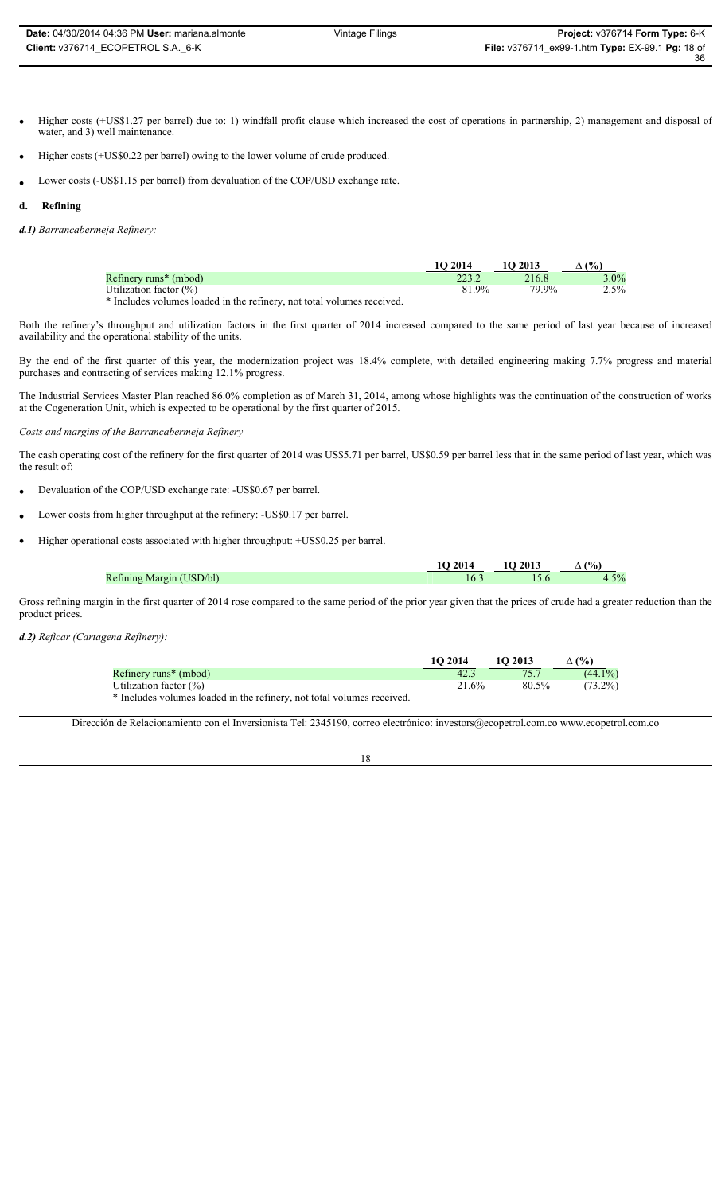- Higher costs (+US$1.27 per barrel) due to: 1) windfall profit clause which increased the cost of operations in partnership, 2) management and disposal of water, and 3) well maintenance.
- Higher costs (+US$0.22 per barrel) owing to the lower volume of crude produced.
- Lower costs (-US$1.15 per barrel) from devaluation of the COP/USD exchange rate.

### d. Refining

***d.1)*** *Barrancabermeja Refinery:*

| | 1Q 2014 | 1Q 2013 | Δ (%) |
|---|---|---|---|
| Refinery runs* (mbod) | 223.2 | 216.8 | 3.0% |
| Utilization factor (%) | 81.9% | 79.9% | 2.5% |

\* Includes volumes loaded in the refinery, not total volumes received.

Both the refinery's throughput and utilization factors in the first quarter of 2014 increased compared to the same period of last year because of increased availability and the operational stability of the units.

By the end of the first quarter of this year, the modernization project was 18.4% complete, with detailed engineering making 7.7% progress and material purchases and contracting of services making 12.1% progress.

The Industrial Services Master Plan reached 86.0% completion as of March 31, 2014, among whose highlights was the continuation of the construction of works at the Cogeneration Unit, which is expected to be operational by the first quarter of 2015.

*Costs and margins of the Barrancabermeja Refinery*

The cash operating cost of the refinery for the first quarter of 2014 was US$5.71 per barrel, US$0.59 per barrel less that in the same period of last year, which was the result of:

- Devaluation of the COP/USD exchange rate: -US$0.67 per barrel.
- Lower costs from higher throughput at the refinery: -US$0.17 per barrel.
- Higher operational costs associated with higher throughput: +US$0.25 per barrel.

| | 1Q 2014 | 1Q 2013 | Δ (%) |
|---|---|---|---|
| Refining Margin (USD/bl) | 16.3 | 15.6 | 4.5% |

Gross refining margin in the first quarter of 2014 rose compared to the same period of the prior year given that the prices of crude had a greater reduction than the product prices.

***d.2)*** *Reficar (Cartagena Refinery):*

| | 1Q 2014 | 1Q 2013 | Δ (%) |
|---|---|---|---|
| Refinery runs* (mbod) | 42.3 | 75.7 | (44.1%) |
| Utilization factor (%) | 21.6% | 80.5% | (73.2%) |

\* Includes volumes loaded in the refinery, not total volumes received.

Dirección de Relacionamiento con el Inversionista Tel: 2345190, correo electrónico: investors@ecopetrol.com.co www.ecopetrol.com.co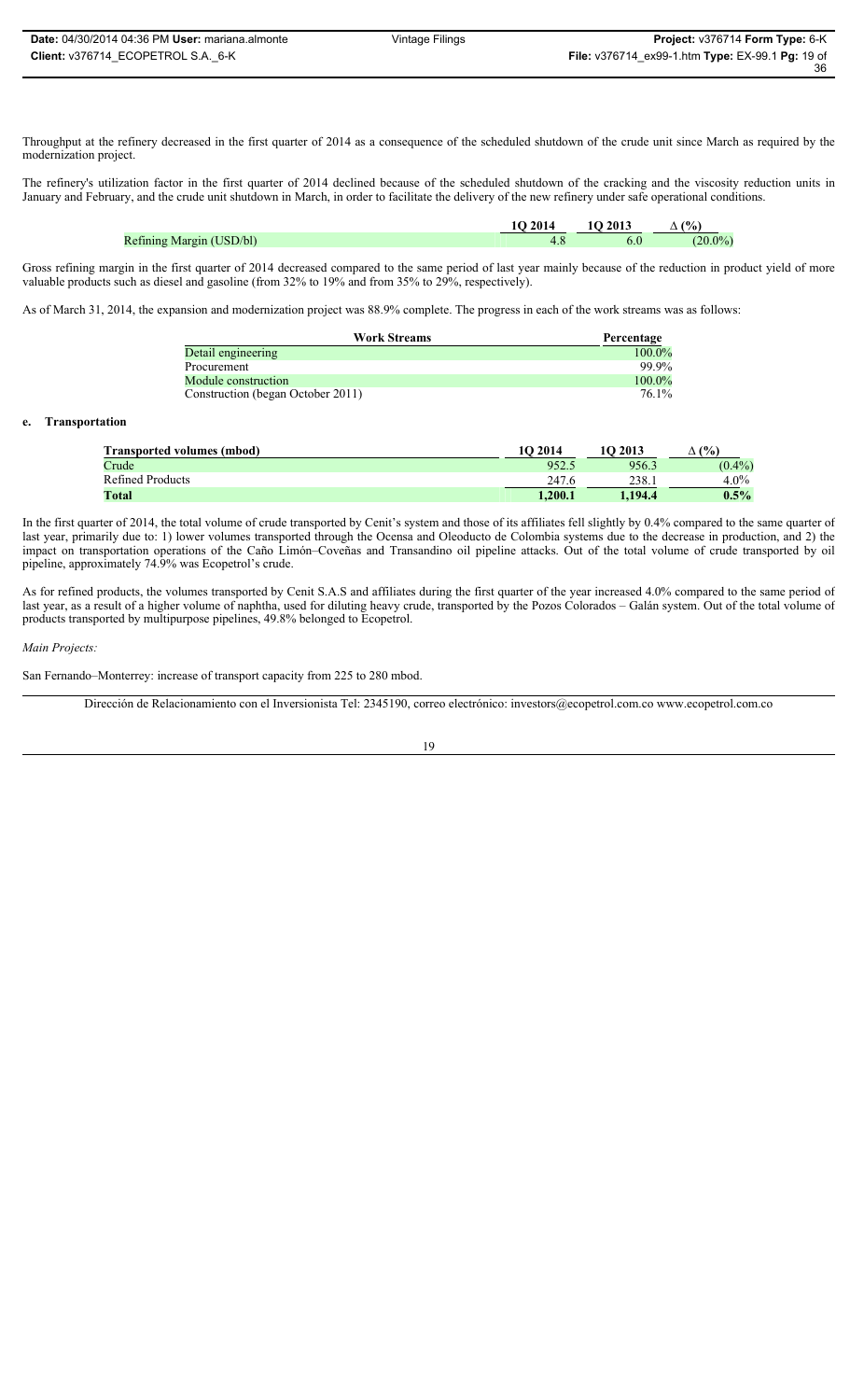Throughput at the refinery decreased in the first quarter of 2014 as a consequence of the scheduled shutdown of the crude unit since March as required by the modernization project.

The refinery's utilization factor in the first quarter of 2014 declined because of the scheduled shutdown of the cracking and the viscosity reduction units in January and February, and the crude unit shutdown in March, in order to facilitate the delivery of the new refinery under safe operational conditions.

| | 1Q 2014 | 1Q 2013 | ∆ (%) |
|---|---|---|---|
| Refining Margin (USD/bl) | 4.8 | 6.0 | (20.0%) |

Gross refining margin in the first quarter of 2014 decreased compared to the same period of last year mainly because of the reduction in product yield of more valuable products such as diesel and gasoline (from 32% to 19% and from 35% to 29%, respectively).

As of March 31, 2014, the expansion and modernization project was 88.9% complete. The progress in each of the work streams was as follows:

| Work Streams | Percentage |
|---|---|
| Detail engineering | 100.0% |
| Procurement | 99.9% |
| Module construction | 100.0% |
| Construction (began October 2011) | 76.1% |

**e. Transportation**

| Transported volumes (mbod) | 1Q 2014 | 1Q 2013 | ∆ (%) |
|---|---|---|---|
| Crude | 952.5 | 956.3 | (0.4%) |
| Refined Products | 247.6 | 238.1 | 4.0% |
| **Total** | **1,200.1** | **1,194.4** | **0.5%** |

In the first quarter of 2014, the total volume of crude transported by Cenit's system and those of its affiliates fell slightly by 0.4% compared to the same quarter of last year, primarily due to: 1) lower volumes transported through the Ocensa and Oleoducto de Colombia systems due to the decrease in production, and 2) the impact on transportation operations of the Caño Limón–Coveñas and Transandino oil pipeline attacks. Out of the total volume of crude transported by oil pipeline, approximately 74.9% was Ecopetrol's crude.

As for refined products, the volumes transported by Cenit S.A.S and affiliates during the first quarter of the year increased 4.0% compared to the same period of last year, as a result of a higher volume of naphtha, used for diluting heavy crude, transported by the Pozos Colorados – Galán system. Out of the total volume of products transported by multipurpose pipelines, 49.8% belonged to Ecopetrol.

*Main Projects:*

San Fernando–Monterrey: increase of transport capacity from 225 to 280 mbod.

Dirección de Relacionamiento con el Inversionista Tel: 2345190, correo electrónico: investors@ecopetrol.com.co www.ecopetrol.com.co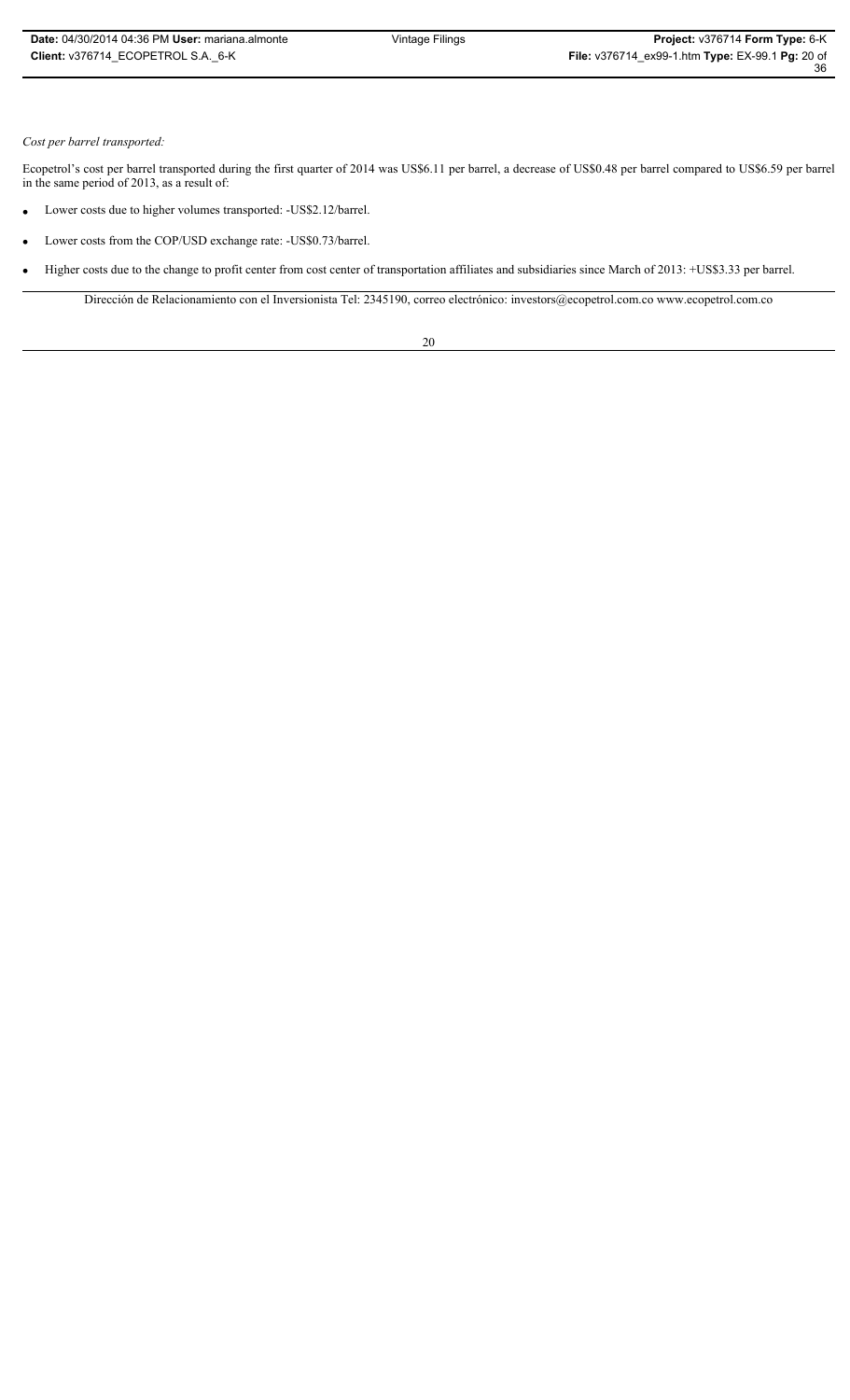*Cost per barrel transported:*

Ecopetrol's cost per barrel transported during the first quarter of 2014 was US$6.11 per barrel, a decrease of US$0.48 per barrel compared to US$6.59 per barrel in the same period of 2013, as a result of:

- Lower costs due to higher volumes transported: -US$2.12/barrel.
- Lower costs from the COP/USD exchange rate: -US$0.73/barrel.
- Higher costs due to the change to profit center from cost center of transportation affiliates and subsidiaries since March of 2013: +US$3.33 per barrel.

Dirección de Relacionamiento con el Inversionista Tel: 2345190, correo electrónico: investors@ecopetrol.com.co www.ecopetrol.com.co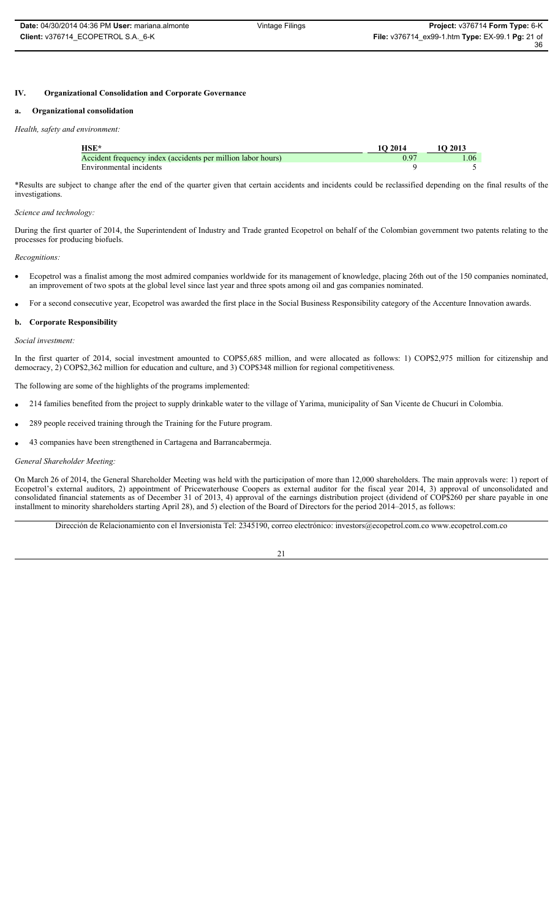## IV. Organizational Consolidation and Corporate Governance

### a. Organizational consolidation

*Health, safety and environment:*

| HSE* | 1Q 2014 | 1Q 2013 |
|---|---|---|
| Accident frequency index (accidents per million labor hours) | 0.97 | 1.06 |
| Environmental incidents | 9 | 5 |

*Results are subject to change after the end of the quarter given that certain accidents and incidents could be reclassified depending on the final results of the investigations.

*Science and technology:*

During the first quarter of 2014, the Superintendent of Industry and Trade granted Ecopetrol on behalf of the Colombian government two patents relating to the processes for producing biofuels.

*Recognitions:*

- Ecopetrol was a finalist among the most admired companies worldwide for its management of knowledge, placing 26th out of the 150 companies nominated, an improvement of two spots at the global level since last year and three spots among oil and gas companies nominated.
- For a second consecutive year, Ecopetrol was awarded the first place in the Social Business Responsibility category of the Accenture Innovation awards.

### b. Corporate Responsibility

*Social investment:*

In the first quarter of 2014, social investment amounted to COP$5,685 million, and were allocated as follows: 1) COP$2,975 million for citizenship and democracy, 2) COP$2,362 million for education and culture, and 3) COP$348 million for regional competitiveness.

The following are some of the highlights of the programs implemented:

- 214 families benefited from the project to supply drinkable water to the village of Yarima, municipality of San Vicente de Chucurí in Colombia.
- 289 people received training through the Training for the Future program.
- 43 companies have been strengthened in Cartagena and Barrancabermeja.

*General Shareholder Meeting:*

On March 26 of 2014, the General Shareholder Meeting was held with the participation of more than 12,000 shareholders. The main approvals were: 1) report of Ecopetrol's external auditors, 2) appointment of Pricewaterhouse Coopers as external auditor for the fiscal year 2014, 3) approval of unconsolidated and consolidated financial statements as of December 31 of 2013, 4) approval of the earnings distribution project (dividend of COP$260 per share payable in one installment to minority shareholders starting April 28), and 5) election of the Board of Directors for the period 2014–2015, as follows:

Dirección de Relacionamiento con el Inversionista Tel: 2345190, correo electrónico: investors@ecopetrol.com.co www.ecopetrol.com.co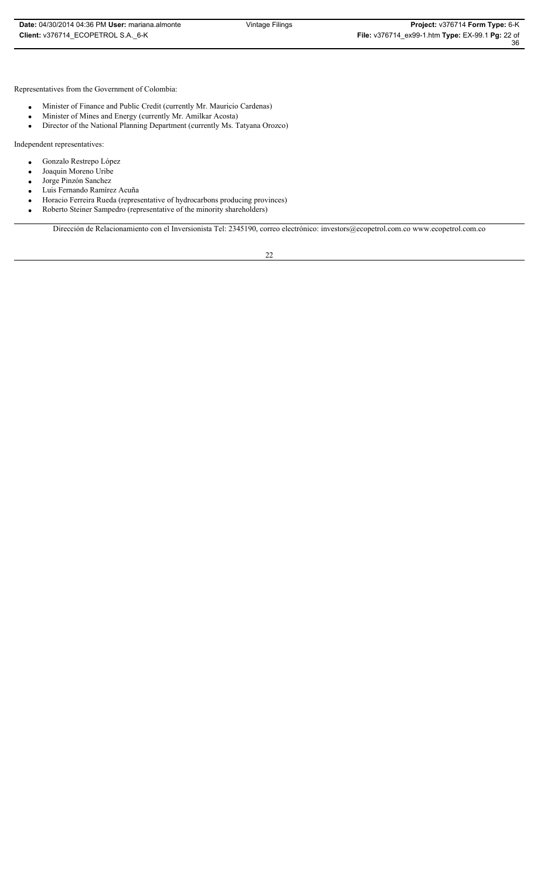Representatives from the Government of Colombia:

- Minister of Finance and Public Credit (currently Mr. Mauricio Cardenas)
- Minister of Mines and Energy (currently Mr. Amilkar Acosta)
- Director of the National Planning Department (currently Ms. Tatyana Orozco)

Independent representatives:

- Gonzalo Restrepo López
- Joaquin Moreno Uribe
- Jorge Pinzón Sanchez
- Luis Fernando Ramírez Acuña
- Horacio Ferreira Rueda (representative of hydrocarbons producing provinces)
- Roberto Steiner Sampedro (representative of the minority shareholders)

Dirección de Relacionamiento con el Inversionista Tel: 2345190, correo electrónico: investors@ecopetrol.com.co www.ecopetrol.com.co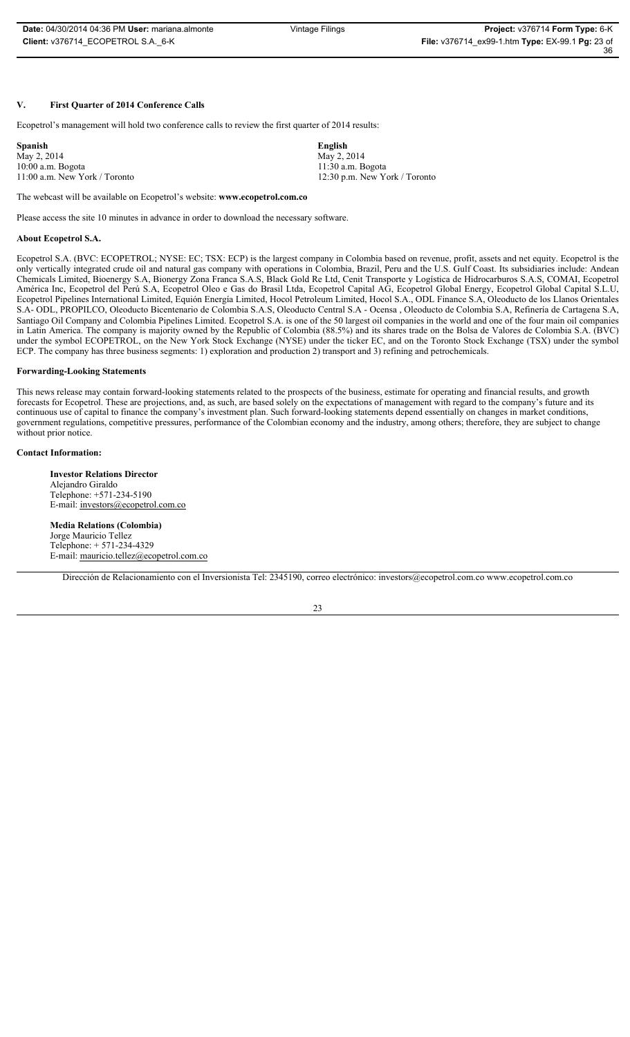## V. First Quarter of 2014 Conference Calls

Ecopetrol's management will hold two conference calls to review the first quarter of 2014 results:

| **Spanish** | **English** |
|---|---|
| May 2, 2014 | May 2, 2014 |
| 10:00 a.m. Bogota | 11:30 a.m. Bogota |
| 11:00 a.m. New York / Toronto | 12:30 p.m. New York / Toronto |

The webcast will be available on Ecopetrol's website: **www.ecopetrol.com.co**

Please access the site 10 minutes in advance in order to download the necessary software.

### About Ecopetrol S.A.

Ecopetrol S.A. (BVC: ECOPETROL; NYSE: EC; TSX: ECP) is the largest company in Colombia based on revenue, profit, assets and net equity. Ecopetrol is the only vertically integrated crude oil and natural gas company with operations in Colombia, Brazil, Peru and the U.S. Gulf Coast. Its subsidiaries include: Andean Chemicals Limited, Bioenergy S.A, Bionergy Zona Franca S.A.S, Black Gold Re Ltd, Cenit Transporte y Logística de Hidrocarburos S.A.S, COMAI, Ecopetrol América Inc, Ecopetrol del Perú S.A, Ecopetrol Oleo e Gas do Brasil Ltda, Ecopetrol Capital AG, Ecopetrol Global Energy, Ecopetrol Global Capital S.L.U, Ecopetrol Pipelines International Limited, Equión Energía Limited, Hocol Petroleum Limited, Hocol S.A., ODL Finance S.A, Oleoducto de los Llanos Orientales S.A- ODL, PROPILCO, Oleoducto Bicentenario de Colombia S.A.S, Oleoducto Central S.A - Ocensa , Oleoducto de Colombia S.A, Refinería de Cartagena S.A, Santiago Oil Company and Colombia Pipelines Limited. Ecopetrol S.A. is one of the 50 largest oil companies in the world and one of the four main oil companies in Latin America. The company is majority owned by the Republic of Colombia (88.5%) and its shares trade on the Bolsa de Valores de Colombia S.A. (BVC) under the symbol ECOPETROL, on the New York Stock Exchange (NYSE) under the ticker EC, and on the Toronto Stock Exchange (TSX) under the symbol ECP. The company has three business segments: 1) exploration and production 2) transport and 3) refining and petrochemicals.

### Forwarding-Looking Statements

This news release may contain forward-looking statements related to the prospects of the business, estimate for operating and financial results, and growth forecasts for Ecopetrol. These are projections, and, as such, are based solely on the expectations of management with regard to the company's future and its continuous use of capital to finance the company's investment plan. Such forward-looking statements depend essentially on changes in market conditions, government regulations, competitive pressures, performance of the Colombian economy and the industry, among others; therefore, they are subject to change without prior notice.

### Contact Information:

**Investor Relations Director**
Alejandro Giraldo
Telephone: +571-234-5190
E-mail: investors@ecopetrol.com.co

**Media Relations (Colombia)**
Jorge Mauricio Tellez
Telephone: + 571-234-4329
E-mail: mauricio.tellez@ecopetrol.com.co

Dirección de Relacionamiento con el Inversionista Tel: 2345190, correo electrónico: investors@ecopetrol.com.co www.ecopetrol.com.co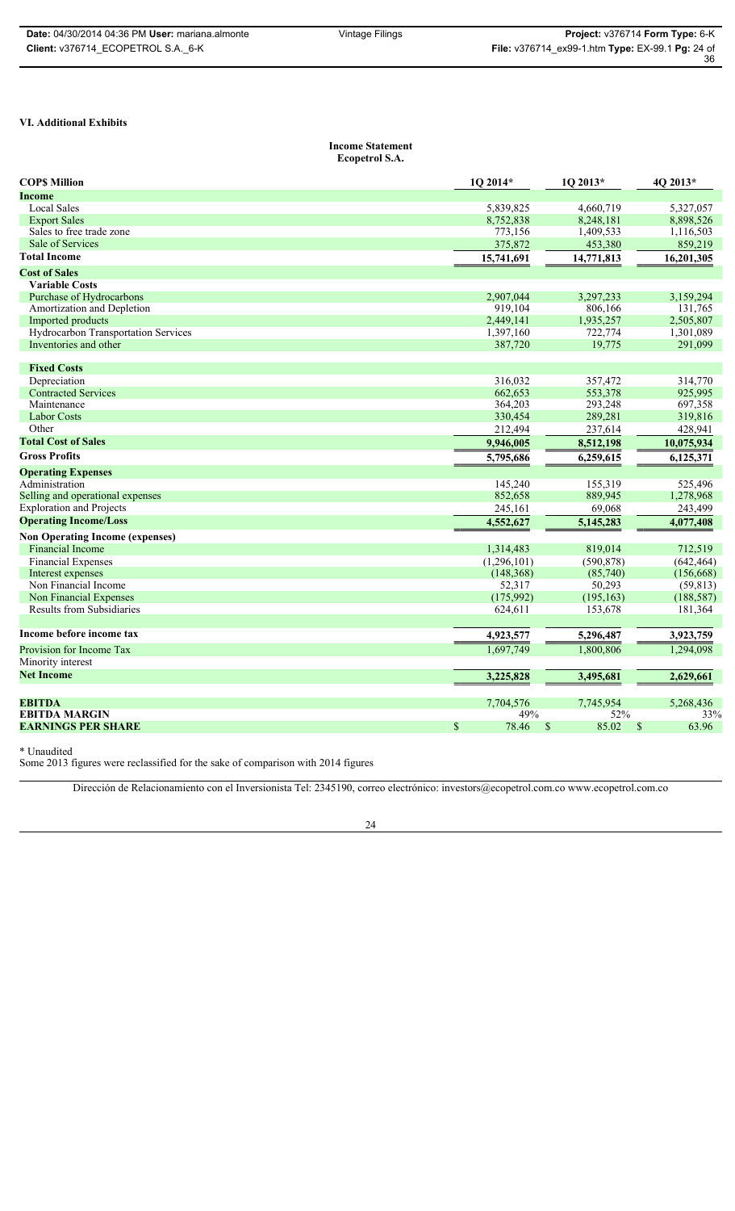## VI. Additional Exhibits

**Income Statement**
**Ecopetrol S.A.**

| COP$ Million | 1Q 2014* | 1Q 2013* | 4Q 2013* |
|---|---|---|---|
| **Income** | | | |
| Local Sales | 5,839,825 | 4,660,719 | 5,327,057 |
| Export Sales | 8,752,838 | 8,248,181 | 8,898,526 |
| Sales to free trade zone | 773,156 | 1,409,533 | 1,116,503 |
| Sale of Services | 375,872 | 453,380 | 859,219 |
| **Total Income** | **15,741,691** | **14,771,813** | **16,201,305** |
| **Cost of Sales** | | | |
| **Variable Costs** | | | |
| Purchase of Hydrocarbons | 2,907,044 | 3,297,233 | 3,159,294 |
| Amortization and Depletion | 919,104 | 806,166 | 131,765 |
| Imported products | 2,449,141 | 1,935,257 | 2,505,807 |
| Hydrocarbon Transportation Services | 1,397,160 | 722,774 | 1,301,089 |
| Inventories and other | 387,720 | 19,775 | 291,099 |
| **Fixed Costs** | | | |
| Depreciation | 316,032 | 357,472 | 314,770 |
| Contracted Services | 662,653 | 553,378 | 925,995 |
| Maintenance | 364,203 | 293,248 | 697,358 |
| Labor Costs | 330,454 | 289,281 | 319,816 |
| Other | 212,494 | 237,614 | 428,941 |
| **Total Cost of Sales** | **9,946,005** | **8,512,198** | **10,075,934** |
| **Gross Profits** | **5,795,686** | **6,259,615** | **6,125,371** |
| **Operating Expenses** | | | |
| Administration | 145,240 | 155,319 | 525,496 |
| Selling and operational expenses | 852,658 | 889,945 | 1,278,968 |
| Exploration and Projects | 245,161 | 69,068 | 243,499 |
| **Operating Income/Loss** | **4,552,627** | **5,145,283** | **4,077,408** |
| **Non Operating Income (expenses)** | | | |
| Financial Income | 1,314,483 | 819,014 | 712,519 |
| Financial Expenses | (1,296,101) | (590,878) | (642,464) |
| Interest expenses | (148,368) | (85,740) | (156,668) |
| Non Financial Income | 52,317 | 50,293 | (59,813) |
| Non Financial Expenses | (175,992) | (195,163) | (188,587) |
| Results from Subsidiaries | 624,611 | 153,678 | 181,364 |
| **Income before income tax** | **4,923,577** | **5,296,487** | **3,923,759** |
| Provision for Income Tax | 1,697,749 | 1,800,806 | 1,294,098 |
| Minority interest | | | |
| **Net Income** | **3,225,828** | **3,495,681** | **2,629,661** |
| **EBITDA** | 7,704,576 | 7,745,954 | 5,268,436 |
| **EBITDA MARGIN** | 49% | 52% | 33% |
| **EARNINGS PER SHARE** | $ 78.46 | $ 85.02 | $ 63.96 |

\* Unaudited

Some 2013 figures were reclassified for the sake of comparison with 2014 figures

Dirección de Relacionamiento con el Inversionista Tel: 2345190, correo electrónico: investors@ecopetrol.com.co www.ecopetrol.com.co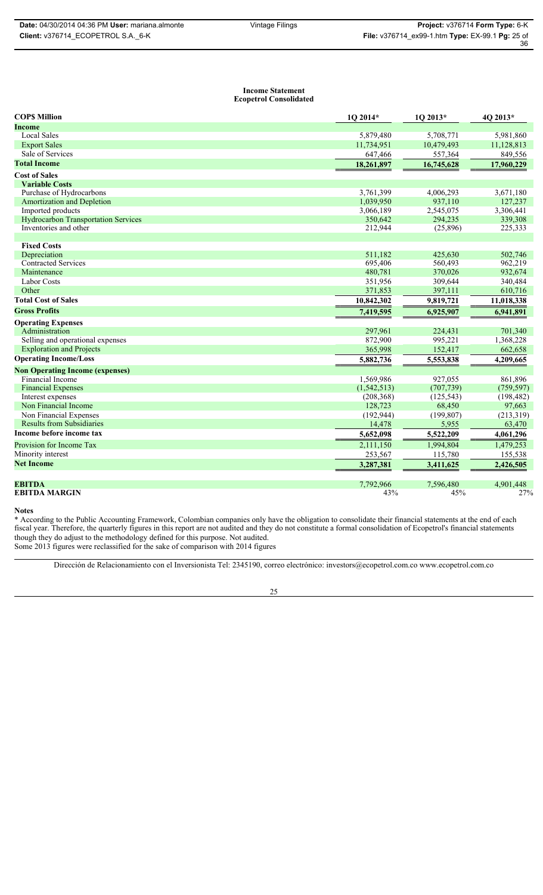**Income Statement**
**Ecopetrol Consolidated**

| COP$ Million | 1Q 2014* | 1Q 2013* | 4Q 2013* |
|---|---|---|---|
| **Income** | | | |
| Local Sales | 5,879,480 | 5,708,771 | 5,981,860 |
| Export Sales | 11,734,951 | 10,479,493 | 11,128,813 |
| Sale of Services | 647,466 | 557,364 | 849,556 |
| **Total Income** | **18,261,897** | **16,745,628** | **17,960,229** |
| **Cost of Sales** | | | |
| **Variable Costs** | | | |
| Purchase of Hydrocarbons | 3,761,399 | 4,006,293 | 3,671,180 |
| Amortization and Depletion | 1,039,950 | 937,110 | 127,237 |
| Imported products | 3,066,189 | 2,545,075 | 3,306,441 |
| Hydrocarbon Transportation Services | 350,642 | 294,235 | 339,308 |
| Inventories and other | 212,944 | (25,896) | 225,333 |
| **Fixed Costs** | | | |
| Depreciation | 511,182 | 425,630 | 502,746 |
| Contracted Services | 695,406 | 560,493 | 962,219 |
| Maintenance | 480,781 | 370,026 | 932,674 |
| Labor Costs | 351,956 | 309,644 | 340,484 |
| Other | 371,853 | 397,111 | 610,716 |
| **Total Cost of Sales** | **10,842,302** | **9,819,721** | **11,018,338** |
| **Gross Profits** | **7,419,595** | **6,925,907** | **6,941,891** |
| **Operating Expenses** | | | |
| Administration | 297,961 | 224,431 | 701,340 |
| Selling and operational expenses | 872,900 | 995,221 | 1,368,228 |
| Exploration and Projects | 365,998 | 152,417 | 662,658 |
| **Operating Income/Loss** | **5,882,736** | **5,553,838** | **4,209,665** |
| **Non Operating Income (expenses)** | | | |
| Financial Income | 1,569,986 | 927,055 | 861,896 |
| Financial Expenses | (1,542,513) | (707,739) | (759,597) |
| Interest expenses | (208,368) | (125,543) | (198,482) |
| Non Financial Income | 128,723 | 68,450 | 97,663 |
| Non Financial Expenses | (192,944) | (199,807) | (213,319) |
| Results from Subsidiaries | 14,478 | 5,955 | 63,470 |
| **Income before income tax** | **5,652,098** | **5,522,209** | **4,061,296** |
| Provision for Income Tax | 2,111,150 | 1,994,804 | 1,479,253 |
| Minority interest | 253,567 | 115,780 | 155,538 |
| **Net Income** | **3,287,381** | **3,411,625** | **2,426,505** |
| **EBITDA** | 7,792,966 | 7,596,480 | 4,901,448 |
| **EBITDA MARGIN** | 43% | 45% | 27% |

**Notes**

* According to the Public Accounting Framework, Colombian companies only have the obligation to consolidate their financial statements at the end of each fiscal year. Therefore, the quarterly figures in this report are not audited and they do not constitute a formal consolidation of Ecopetrol's financial statements though they do adjust to the methodology defined for this purpose. Not audited.

Some 2013 figures were reclassified for the sake of comparison with 2014 figures

Dirección de Relacionamiento con el Inversionista Tel: 2345190, correo electrónico: investors@ecopetrol.com.co www.ecopetrol.com.co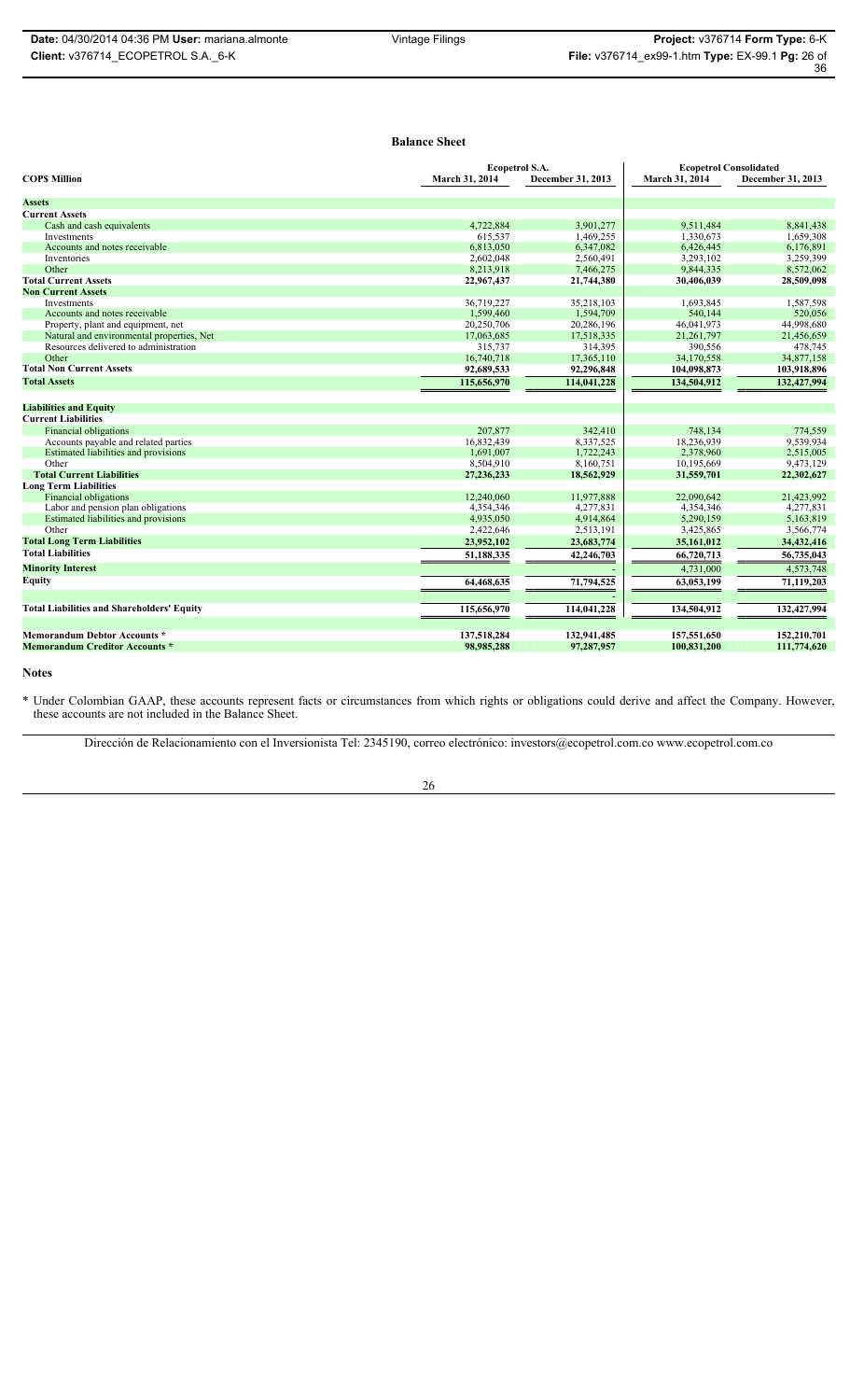## Balance Sheet

| COP$ Million | Ecopetrol S.A. | | Ecopetrol Consolidated | |
|---|---|---|---|---|
| | March 31, 2014 | December 31, 2013 | March 31, 2014 | December 31, 2013 |
| **Assets** | | | | |
| **Current Assets** | | | | |
| Cash and cash equivalents | 4,722,884 | 3,901,277 | 9,511,484 | 8,841,438 |
| Investments | 615,537 | 1,469,255 | 1,330,673 | 1,659,308 |
| Accounts and notes receivable | 6,813,050 | 6,347,082 | 6,426,445 | 6,176,891 |
| Inventories | 2,602,048 | 2,560,491 | 3,293,102 | 3,259,399 |
| Other | 8,213,918 | 7,466,275 | 9,844,335 | 8,572,062 |
| **Total Current Assets** | **22,967,437** | **21,744,380** | **30,406,039** | **28,509,098** |
| **Non Current Assets** | | | | |
| Investments | 36,719,227 | 35,218,103 | 1,693,845 | 1,587,598 |
| Accounts and notes receivable | 1,599,460 | 1,594,709 | 540,144 | 520,056 |
| Property, plant and equipment, net | 20,250,706 | 20,286,196 | 46,041,973 | 44,998,680 |
| Natural and environmental properties, Net | 17,063,685 | 17,518,335 | 21,261,797 | 21,456,659 |
| Resources delivered to administration | 315,737 | 314,395 | 390,556 | 478,745 |
| Other | 16,740,718 | 17,365,110 | 34,170,558 | 34,877,158 |
| **Total Non Current Assets** | **92,689,533** | **92,296,848** | **104,098,873** | **103,918,896** |
| **Total Assets** | **115,656,970** | **114,041,228** | **134,504,912** | **132,427,994** |
| **Liabilities and Equity** | | | | |
| **Current Liabilities** | | | | |
| Financial obligations | 207,877 | 342,410 | 748,134 | 774,559 |
| Accounts payable and related parties | 16,832,439 | 8,337,525 | 18,236,939 | 9,539,934 |
| Estimated liabilities and provisions | 1,691,007 | 1,722,243 | 2,378,960 | 2,515,005 |
| Other | 8,504,910 | 8,160,751 | 10,195,669 | 9,473,129 |
| **Total Current Liabilities** | **27,236,233** | **18,562,929** | **31,559,701** | **22,302,627** |
| **Long Term Liabilities** | | | | |
| Financial obligations | 12,240,060 | 11,977,888 | 22,090,642 | 21,423,992 |
| Labor and pension plan obligations | 4,354,346 | 4,277,831 | 4,354,346 | 4,277,831 |
| Estimated liabilities and provisions | 4,935,050 | 4,914,864 | 5,290,159 | 5,163,819 |
| Other | 2,422,646 | 2,513,191 | 3,425,865 | 3,566,774 |
| **Total Long Term Liabilities** | **23,952,102** | **23,683,774** | **35,161,012** | **34,432,416** |
| **Total Liabilities** | **51,188,335** | **42,246,703** | **66,720,713** | **56,735,043** |
| **Minority Interest** | | - | 4,731,000 | 4,573,748 |
| **Equity** | **64,468,635** | **71,794,525** | **63,053,199** | **71,119,203** |
| | | - | | |
| **Total Liabilities and Shareholders' Equity** | **115,656,970** | **114,041,228** | **134,504,912** | **132,427,994** |
| **Memorandum Debtor Accounts *** | **137,518,284** | **132,941,485** | **157,551,650** | **152,210,701** |
| **Memorandum Creditor Accounts *** | **98,985,288** | **97,287,957** | **100,831,200** | **111,774,620** |

**Notes**

\* Under Colombian GAAP, these accounts represent facts or circumstances from which rights or obligations could derive and affect the Company. However, these accounts are not included in the Balance Sheet.

Dirección de Relacionamiento con el Inversionista Tel: 2345190, correo electrónico: investors@ecopetrol.com.co www.ecopetrol.com.co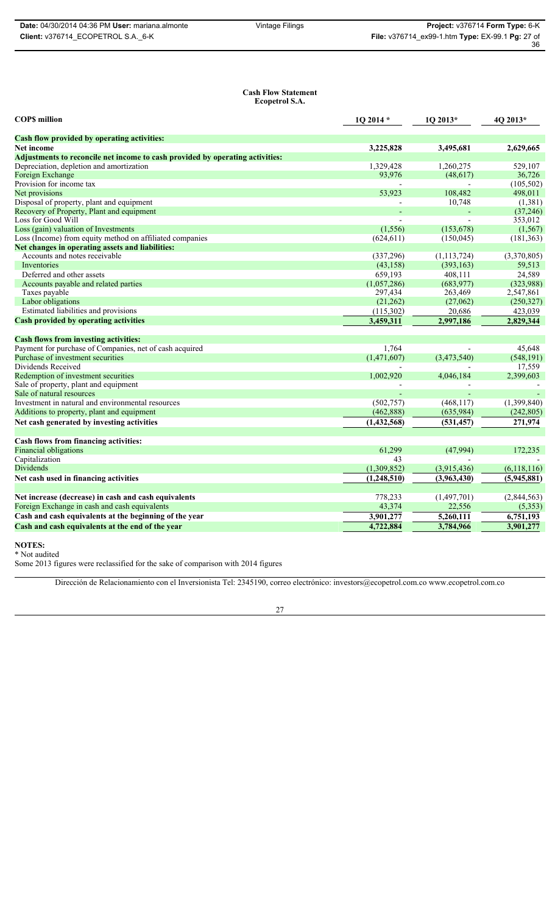**Cash Flow Statement**
**Ecopetrol S.A.**

| COP$ million | 1Q 2014 * | 1Q 2013* | 4Q 2013* |
|---|---|---|---|
| **Cash flow provided by operating activities:** | | | |
| **Net income** | **3,225,828** | **3,495,681** | **2,629,665** |
| **Adjustments to reconcile net income to cash provided by operating activities:** | | | |
| Depreciation, depletion and amortization | 1,329,428 | 1,260,275 | 529,107 |
| Foreign Exchange | 93,976 | (48,617) | 36,726 |
| Provision for income tax | - | - | (105,502) |
| Net provisions | 53,923 | 108,482 | 498,011 |
| Disposal of property, plant and equipment | - | 10,748 | (1,381) |
| Recovery of Property, Plant and equipment | - | - | (37,246) |
| Loss for Good Will | - | - | 353,012 |
| Loss (gain) valuation of Investments | (1,556) | (153,678) | (1,567) |
| Loss (Income) from equity method on affiliated companies | (624,611) | (150,045) | (181,363) |
| **Net changes in operating assets and liabilities:** | | | |
| Accounts and notes receivable | (337,296) | (1,113,724) | (3,370,805) |
| Inventories | (43,158) | (393,163) | 59,513 |
| Deferred and other assets | 659,193 | 408,111 | 24,589 |
| Accounts payable and related parties | (1,057,286) | (683,977) | (323,988) |
| Taxes payable | 297,434 | 263,469 | 2,547,861 |
| Labor obligations | (21,262) | (27,062) | (250,327) |
| Estimated liabilities and provisions | (115,302) | 20,686 | 423,039 |
| **Cash provided by operating activities** | **3,459,311** | **2,997,186** | **2,829,344** |
| | | | |
| **Cash flows from investing activities:** | | | |
| Payment for purchase of Companies, net of cash acquired | 1,764 | - | 45,648 |
| Purchase of investment securities | (1,471,607) | (3,473,540) | (548,191) |
| Dividends Received | - | - | 17,559 |
| Redemption of investment securities | 1,002,920 | 4,046,184 | 2,399,603 |
| Sale of property, plant and equipment | - | - | - |
| Sale of natural resources | - | - | - |
| Investment in natural and environmental resources | (502,757) | (468,117) | (1,399,840) |
| Additions to property, plant and equipment | (462,888) | (635,984) | (242,805) |
| **Net cash generated by investing activities** | **(1,432,568)** | **(531,457)** | **271,974** |
| | | | |
| **Cash flows from financing activities:** | | | |
| Financial obligations | 61,299 | (47,994) | 172,235 |
| Capitalization | 43 | - | - |
| Dividends | (1,309,852) | (3,915,436) | (6,118,116) |
| **Net cash used in financing activities** | **(1,248,510)** | **(3,963,430)** | **(5,945,881)** |
| | | | |
| **Net increase (decrease) in cash and cash equivalents** | 778,233 | (1,497,701) | (2,844,563) |
| Foreign Exchange in cash and cash equivalents | 43,374 | 22,556 | (5,353) |
| **Cash and cash equivalents at the beginning of the year** | **3,901,277** | **5,260,111** | **6,751,193** |
| **Cash and cash equivalents at the end of the year** | **4,722,884** | **3,784,966** | **3,901,277** |

**NOTES:**
* Not audited
Some 2013 figures were reclassified for the sake of comparison with 2014 figures

Dirección de Relacionamiento con el Inversionista Tel: 2345190, correo electrónico: investors@ecopetrol.com.co www.ecopetrol.com.co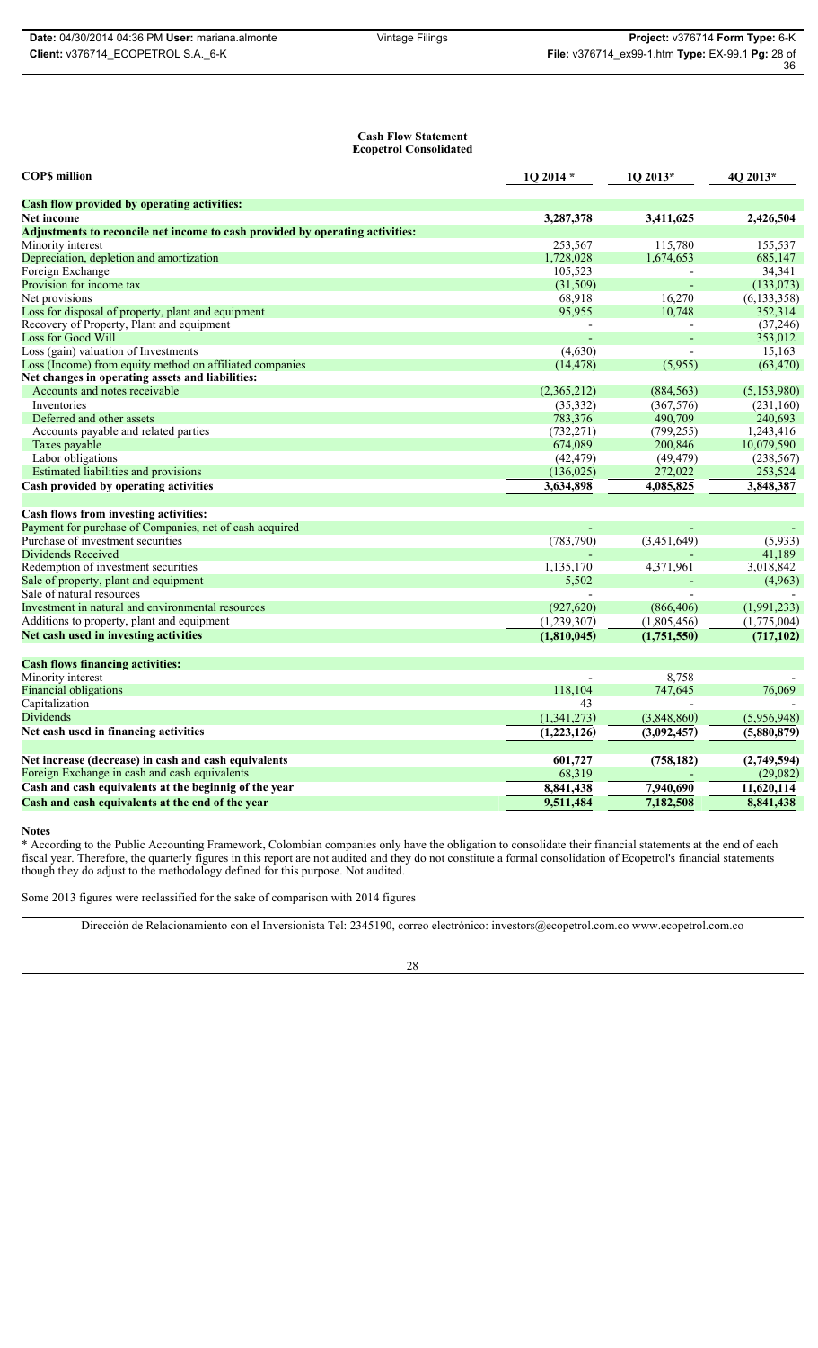**Cash Flow Statement**
**Ecopetrol Consolidated**

| COP$ million | 1Q 2014 * | 1Q 2013* | 4Q 2013* |
|---|---|---|---|
| **Cash flow provided by operating activities:** | | | |
| **Net income** | **3,287,378** | **3,411,625** | **2,426,504** |
| **Adjustments to reconcile net income to cash provided by operating activities:** | | | |
| Minority interest | 253,567 | 115,780 | 155,537 |
| Depreciation, depletion and amortization | 1,728,028 | 1,674,653 | 685,147 |
| Foreign Exchange | 105,523 | - | 34,341 |
| Provision for income tax | (31,509) | - | (133,073) |
| Net provisions | 68,918 | 16,270 | (6,133,358) |
| Loss for disposal of property, plant and equipment | 95,955 | 10,748 | 352,314 |
| Recovery of Property, Plant and equipment | - | - | (37,246) |
| Loss for Good Will | - | - | 353,012 |
| Loss (gain) valuation of Investments | (4,630) | - | 15,163 |
| Loss (Income) from equity method on affiliated companies | (14,478) | (5,955) | (63,470) |
| **Net changes in operating assets and liabilities:** | | | |
| Accounts and notes receivable | (2,365,212) | (884,563) | (5,153,980) |
| Inventories | (35,332) | (367,576) | (231,160) |
| Deferred and other assets | 783,376 | 490,709 | 240,693 |
| Accounts payable and related parties | (732,271) | (799,255) | 1,243,416 |
| Taxes payable | 674,089 | 200,846 | 10,079,590 |
| Labor obligations | (42,479) | (49,479) | (238,567) |
| Estimated liabilities and provisions | (136,025) | 272,022 | 253,524 |
| **Cash provided by operating activities** | **3,634,898** | **4,085,825** | **3,848,387** |
| | | | |
| **Cash flows from investing activities:** | | | |
| Payment for purchase of Companies, net of cash acquired | - | - | - |
| Purchase of investment securities | (783,790) | (3,451,649) | (5,933) |
| Dividends Received | - | - | 41,189 |
| Redemption of investment securities | 1,135,170 | 4,371,961 | 3,018,842 |
| Sale of property, plant and equipment | 5,502 | - | (4,963) |
| Sale of natural resources | - | - | - |
| Investment in natural and environmental resources | (927,620) | (866,406) | (1,991,233) |
| Additions to property, plant and equipment | (1,239,307) | (1,805,456) | (1,775,004) |
| **Net cash used in investing activities** | **(1,810,045)** | **(1,751,550)** | **(717,102)** |
| | | | |
| **Cash flows financing activities:** | | | |
| Minority interest | - | 8,758 | - |
| Financial obligations | 118,104 | 747,645 | 76,069 |
| Capitalization | 43 | - | - |
| Dividends | (1,341,273) | (3,848,860) | (5,956,948) |
| **Net cash used in financing activities** | **(1,223,126)** | **(3,092,457)** | **(5,880,879)** |
| | | | |
| **Net increase (decrease) in cash and cash equivalents** | **601,727** | **(758,182)** | **(2,749,594)** |
| Foreign Exchange in cash and cash equivalents | 68,319 | - | (29,082) |
| **Cash and cash equivalents at the beginnig of the year** | **8,841,438** | **7,940,690** | **11,620,114** |
| **Cash and cash equivalents at the end of the year** | **9,511,484** | **7,182,508** | **8,841,438** |

**Notes**

* According to the Public Accounting Framework, Colombian companies only have the obligation to consolidate their financial statements at the end of each fiscal year. Therefore, the quarterly figures in this report are not audited and they do not constitute a formal consolidation of Ecopetrol's financial statements though they do adjust to the methodology defined for this purpose. Not audited.

Some 2013 figures were reclassified for the sake of comparison with 2014 figures

Dirección de Relacionamiento con el Inversionista Tel: 2345190, correo electrónico: investors@ecopetrol.com.co www.ecopetrol.com.co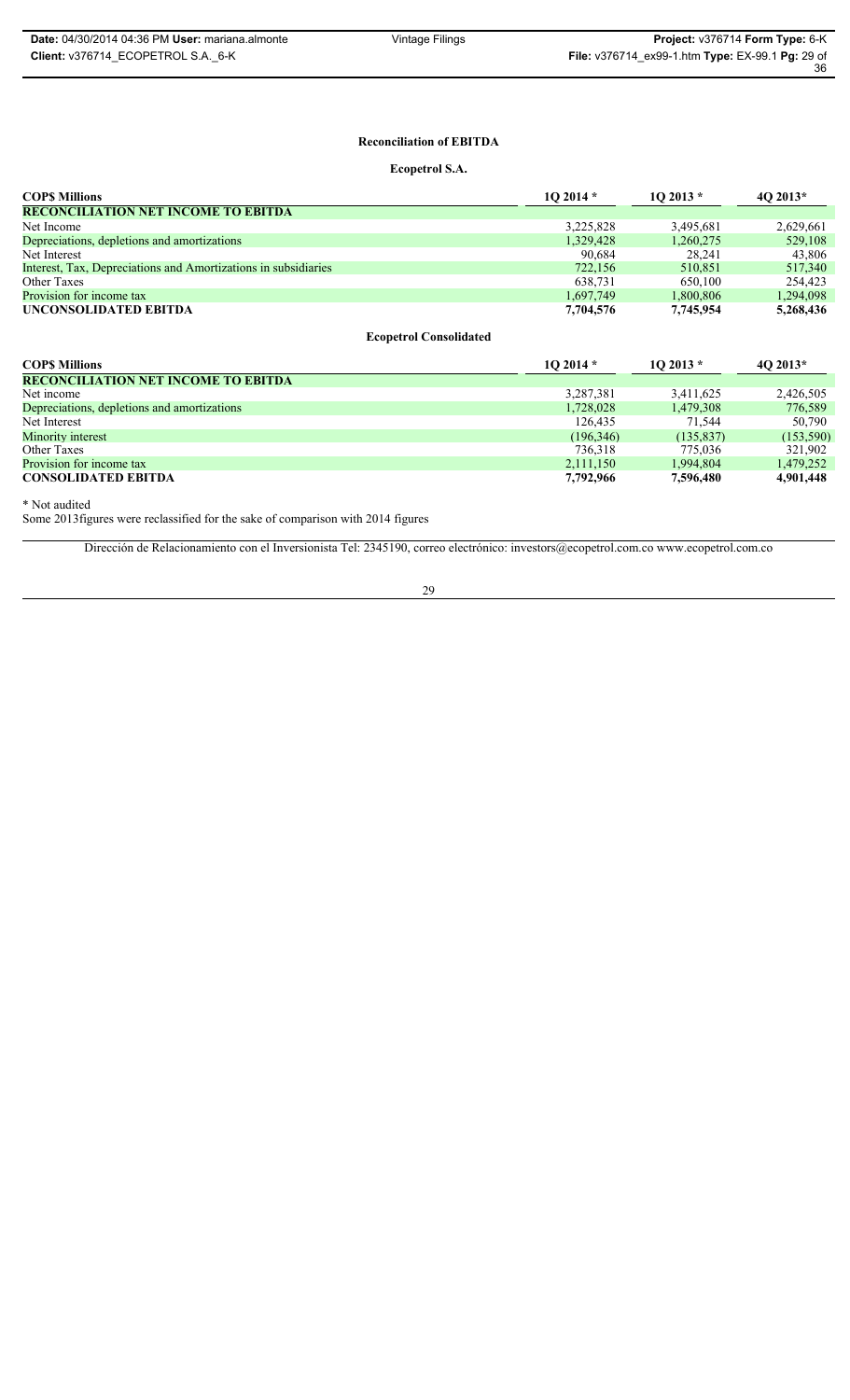## Reconciliation of EBITDA

### Ecopetrol S.A.

| COP$ Millions | 1Q 2014 * | 1Q 2013 * | 4Q 2013* |
|---|---|---|---|
| **RECONCILIATION NET INCOME TO EBITDA** | | | |
| Net Income | 3,225,828 | 3,495,681 | 2,629,661 |
| Depreciations, depletions and amortizations | 1,329,428 | 1,260,275 | 529,108 |
| Net Interest | 90,684 | 28,241 | 43,806 |
| Interest, Tax, Depreciations and Amortizations in subsidiaries | 722,156 | 510,851 | 517,340 |
| Other Taxes | 638,731 | 650,100 | 254,423 |
| Provision for income tax | 1,697,749 | 1,800,806 | 1,294,098 |
| **UNCONSOLIDATED EBITDA** | **7,704,576** | **7,745,954** | **5,268,436** |

### Ecopetrol Consolidated

| COP$ Millions | 1Q 2014 * | 1Q 2013 * | 4Q 2013* |
|---|---|---|---|
| **RECONCILIATION NET INCOME TO EBITDA** | | | |
| Net income | 3,287,381 | 3,411,625 | 2,426,505 |
| Depreciations, depletions and amortizations | 1,728,028 | 1,479,308 | 776,589 |
| Net Interest | 126,435 | 71,544 | 50,790 |
| Minority interest | (196,346) | (135,837) | (153,590) |
| Other Taxes | 736,318 | 775,036 | 321,902 |
| Provision for income tax | 2,111,150 | 1,994,804 | 1,479,252 |
| **CONSOLIDATED EBITDA** | **7,792,966** | **7,596,480** | **4,901,448** |

* Not audited

Some 2013figures were reclassified for the sake of comparison with 2014 figures

Dirección de Relacionamiento con el Inversionista Tel: 2345190, correo electrónico: investors@ecopetrol.com.co www.ecopetrol.com.co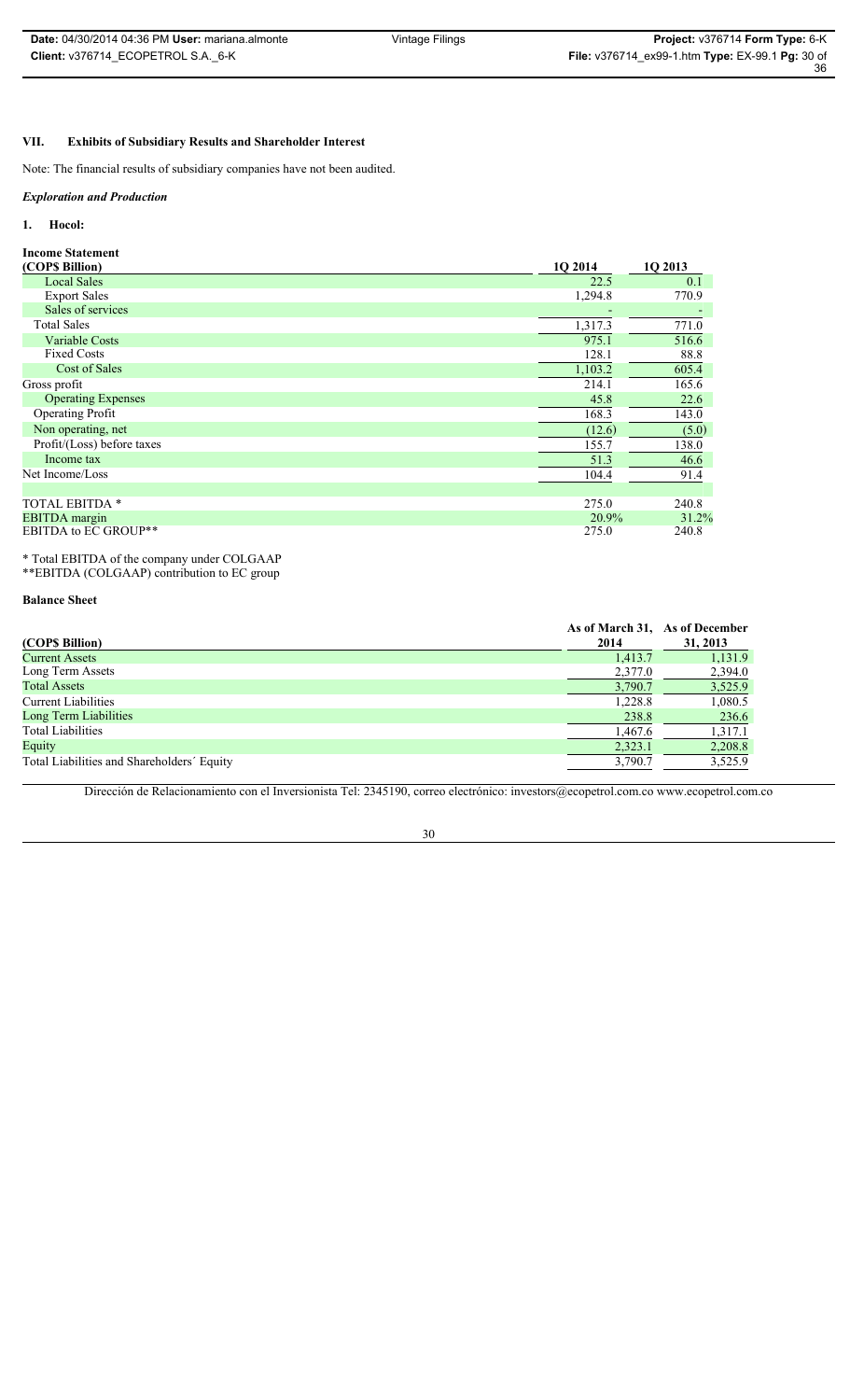## VII. Exhibits of Subsidiary Results and Shareholder Interest

Note: The financial results of subsidiary companies have not been audited.

### *Exploration and Production*

#### 1. Hocol:

**Income Statement**

| (COP$ Billion) | 1Q 2014 | 1Q 2013 |
|---|---|---|
| Local Sales | 22.5 | 0.1 |
| Export Sales | 1,294.8 | 770.9 |
| Sales of services | - | - |
| Total Sales | 1,317.3 | 771.0 |
| Variable Costs | 975.1 | 516.6 |
| Fixed Costs | 128.1 | 88.8 |
| Cost of Sales | 1,103.2 | 605.4 |
| Gross profit | 214.1 | 165.6 |
| Operating Expenses | 45.8 | 22.6 |
| Operating Profit | 168.3 | 143.0 |
| Non operating, net | (12.6) | (5.0) |
| Profit/(Loss) before taxes | 155.7 | 138.0 |
| Income tax | 51.3 | 46.6 |
| Net Income/Loss | 104.4 | 91.4 |
| | | |
| TOTAL EBITDA * | 275.0 | 240.8 |
| EBITDA margin | 20.9% | 31.2% |
| EBITDA to EC GROUP** | 275.0 | 240.8 |

\* Total EBITDA of the company under COLGAAP
\*\*EBITDA (COLGAAP) contribution to EC group

**Balance Sheet**

| (COP$ Billion) | As of March 31, 2014 | As of December 31, 2013 |
|---|---|---|
| Current Assets | 1,413.7 | 1,131.9 |
| Long Term Assets | 2,377.0 | 2,394.0 |
| Total Assets | 3,790.7 | 3,525.9 |
| Current Liabilities | 1,228.8 | 1,080.5 |
| Long Term Liabilities | 238.8 | 236.6 |
| Total Liabilities | 1,467.6 | 1,317.1 |
| Equity | 2,323.1 | 2,208.8 |
| Total Liabilities and Shareholders´ Equity | 3,790.7 | 3,525.9 |

Dirección de Relacionamiento con el Inversionista Tel: 2345190, correo electrónico: investors@ecopetrol.com.co www.ecopetrol.com.co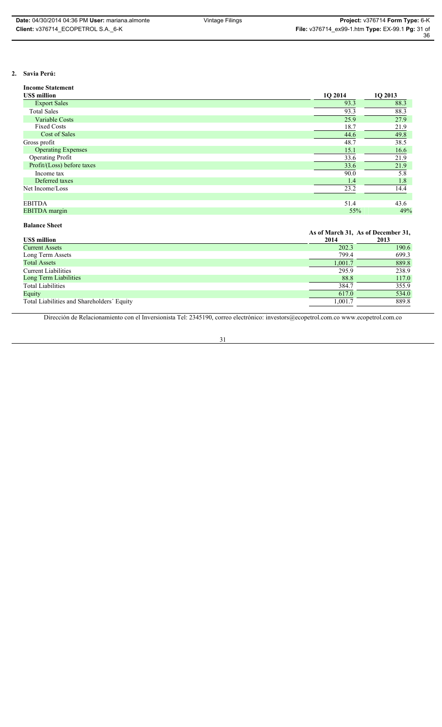## 2. Savia Perú:

**Income Statement**

| US$ million | 1Q 2014 | 1Q 2013 |
|---|---|---|
| Export Sales | 93.3 | 88.3 |
| Total Sales | 93.3 | 88.3 |
| Variable Costs | 25.9 | 27.9 |
| Fixed Costs | 18.7 | 21.9 |
| Cost of Sales | 44.6 | 49.8 |
| Gross profit | 48.7 | 38.5 |
| Operating Expenses | 15.1 | 16.6 |
| Operating Profit | 33.6 | 21.9 |
| Profit/(Loss) before taxes | 33.6 | 21.9 |
| Income tax | 90.0 | 5.8 |
| Deferred taxes | 1.4 | 1.8 |
| Net Income/Loss | 23.2 | 14.4 |
| | | |
| EBITDA | 51.4 | 43.6 |
| EBITDA margin | 55% | 49% |

**Balance Sheet**

| US$ million | As of March 31, 2014 | As of December 31, 2013 |
|---|---|---|
| Current Assets | 202.3 | 190.6 |
| Long Term Assets | 799.4 | 699.3 |
| Total Assets | 1,001.7 | 889.8 |
| Current Liabilities | 295.9 | 238.9 |
| Long Term Liabilities | 88.8 | 117.0 |
| Total Liabilities | 384.7 | 355.9 |
| Equity | 617.0 | 534.0 |
| Total Liabilities and Shareholders´ Equity | 1,001.7 | 889.8 |

Dirección de Relacionamiento con el Inversionista Tel: 2345190, correo electrónico: investors@ecopetrol.com.co www.ecopetrol.com.co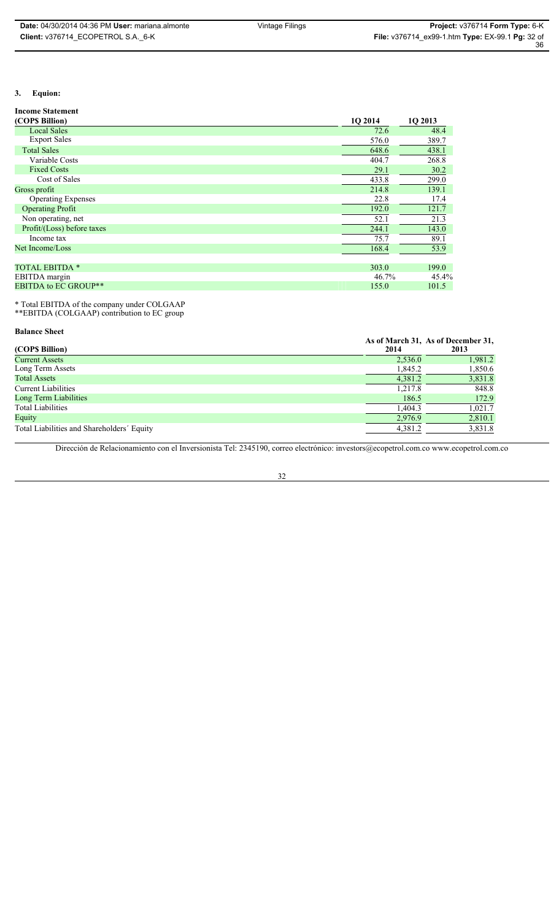### 3. Equion:

**Income Statement**

| (COP$ Billion) | 1Q 2014 | 1Q 2013 |
|---|---|---|
| Local Sales | 72.6 | 48.4 |
| Export Sales | 576.0 | 389.7 |
| Total Sales | 648.6 | 438.1 |
| Variable Costs | 404.7 | 268.8 |
| Fixed Costs | 29.1 | 30.2 |
| Cost of Sales | 433.8 | 299.0 |
| Gross profit | 214.8 | 139.1 |
| Operating Expenses | 22.8 | 17.4 |
| Operating Profit | 192.0 | 121.7 |
| Non operating, net | 52.1 | 21.3 |
| Profit/(Loss) before taxes | 244.1 | 143.0 |
| Income tax | 75.7 | 89.1 |
| Net Income/Loss | 168.4 | 53.9 |
| | | |
| TOTAL EBITDA * | 303.0 | 199.0 |
| EBITDA margin | 46.7% | 45.4% |
| EBITDA to EC GROUP** | 155.0 | 101.5 |

* Total EBITDA of the company under COLGAAP
**EBITDA (COLGAAP) contribution to EC group

**Balance Sheet**

| (COP$ Billion) | As of March 31, 2014 | As of December 31, 2013 |
|---|---|---|
| Current Assets | 2,536.0 | 1,981.2 |
| Long Term Assets | 1,845.2 | 1,850.6 |
| Total Assets | 4,381.2 | 3,831.8 |
| Current Liabilities | 1,217.8 | 848.8 |
| Long Term Liabilities | 186.5 | 172.9 |
| Total Liabilities | 1,404.3 | 1,021.7 |
| Equity | 2,976.9 | 2,810.1 |
| Total Liabilities and Shareholders´ Equity | 4,381.2 | 3,831.8 |

Dirección de Relacionamiento con el Inversionista Tel: 2345190, correo electrónico: investors@ecopetrol.com.co www.ecopetrol.com.co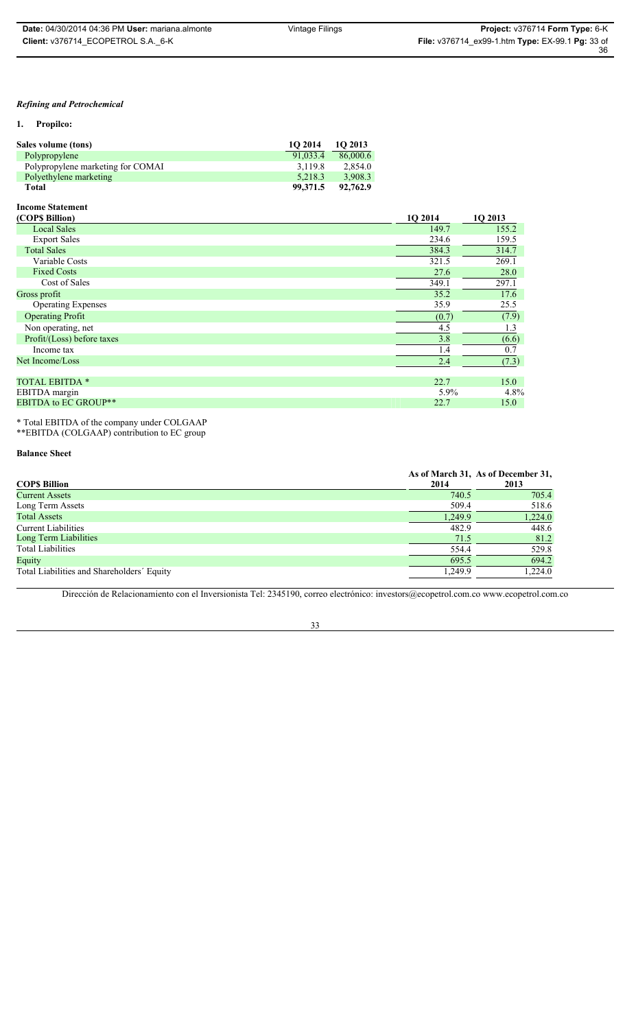*Refining and Petrochemical*

**1. Propilco:**

| **Sales volume (tons)** | **1Q 2014** | **1Q 2013** |
|---|---|---|
| Polypropylene | 91,033.4 | 86,000.6 |
| Polypropylene marketing for COMAI | 3,119.8 | 2,854.0 |
| Polyethylene marketing | 5,218.3 | 3,908.3 |
| **Total** | **99,371.5** | **92,762.9** |

**Income Statement**

| **(COP$ Billion)** | **1Q 2014** | **1Q 2013** |
|---|---|---|
| Local Sales | 149.7 | 155.2 |
| Export Sales | 234.6 | 159.5 |
| Total Sales | 384.3 | 314.7 |
| Variable Costs | 321.5 | 269.1 |
| Fixed Costs | 27.6 | 28.0 |
| Cost of Sales | 349.1 | 297.1 |
| Gross profit | 35.2 | 17.6 |
| Operating Expenses | 35.9 | 25.5 |
| Operating Profit | (0.7) | (7.9) |
| Non operating, net | 4.5 | 1.3 |
| Profit/(Loss) before taxes | 3.8 | (6.6) |
| Income tax | 1.4 | 0.7 |
| Net Income/Loss | 2.4 | (7.3) |
| | | |
| TOTAL EBITDA * | 22.7 | 15.0 |
| EBITDA margin | 5.9% | 4.8% |
| EBITDA to EC GROUP** | 22.7 | 15.0 |

* Total EBITDA of the company under COLGAAP

**EBITDA (COLGAAP) contribution to EC group

**Balance Sheet**

| **COP$ Billion** | **As of March 31, 2014** | **As of December 31, 2013** |
|---|---|---|
| Current Assets | 740.5 | 705.4 |
| Long Term Assets | 509.4 | 518.6 |
| Total Assets | 1,249.9 | 1,224.0 |
| Current Liabilities | 482.9 | 448.6 |
| Long Term Liabilities | 71.5 | 81.2 |
| Total Liabilities | 554.4 | 529.8 |
| Equity | 695.5 | 694.2 |
| Total Liabilities and Shareholders´ Equity | 1,249.9 | 1,224.0 |

Dirección de Relacionamiento con el Inversionista Tel: 2345190, correo electrónico: investors@ecopetrol.com.co www.ecopetrol.com.co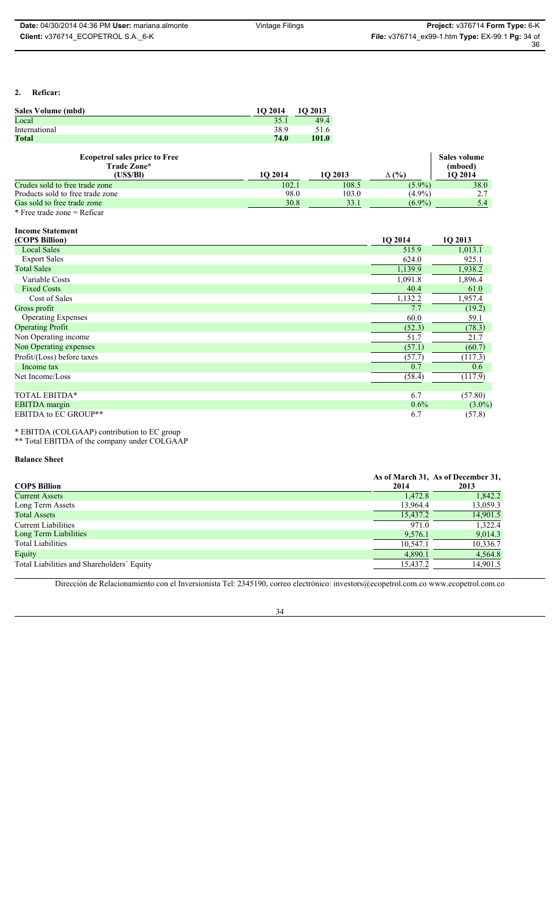## 2. Reficar:

| Sales Volume (mbd) | 1Q 2014 | 1Q 2013 |
|---|---|---|
| Local | 35.1 | 49.4 |
| International | 38.9 | 51.6 |
| **Total** | **74.0** | **101.0** |

| Ecopetrol sales price to Free Trade Zone* (US$/Bl) | 1Q 2014 | 1Q 2013 | Δ (%) | Sales volume (mboed) 1Q 2014 |
|---|---|---|---|---|
| Crudes sold to free trade zone | 102.1 | 108.5 | (5.9%) | 38.0 |
| Products sold to free trade zone | 98.0 | 103.0 | (4.9%) | 2.7 |
| Gas sold to free trade zone | 30.8 | 33.1 | (6.9%) | 5.4 |

\* Free trade zone = Reficar

**Income Statement**

| (COP$ Billion) | 1Q 2014 | 1Q 2013 |
|---|---|---|
| Local Sales | 515.9 | 1,013.1 |
| Export Sales | 624.0 | 925.1 |
| Total Sales | 1,139.9 | 1,938.2 |
| Variable Costs | 1,091.8 | 1,896.4 |
| Fixed Costs | 40.4 | 61.0 |
| Cost of Sales | 1,132.2 | 1,957.4 |
| Gross profit | 7.7 | (19.2) |
| Operating Expenses | 60.0 | 59.1 |
| Operating Profit | (52.3) | (78.3) |
| Non Operating income | 51.7 | 21.7 |
| Non Operating expenses | (57.1) | (60.7) |
| Profit/(Loss) before taxes | (57.7) | (117.3) |
| Income tax | 0.7 | 0.6 |
| Net Income/Loss | (58.4) | (117.9) |
| | | |
| TOTAL EBITDA* | 6.7 | (57.80) |
| EBITDA margin | 0.6% | (3.0%) |
| EBITDA to EC GROUP** | 6.7 | (57.8) |

\* EBITDA (COLGAAP) contribution to EC group
\*\* Total EBITDA of the company under COLGAAP

**Balance Sheet**

| COP$ Billion | As of March 31, 2014 | As of December 31, 2013 |
|---|---|---|
| Current Assets | 1,472.8 | 1,842.2 |
| Long Term Assets | 13,964.4 | 13,059.3 |
| Total Assets | 15,437.2 | 14,901.5 |
| Current Liabilities | 971.0 | 1,322.4 |
| Long Term Liabilities | 9,576.1 | 9,014.3 |
| Total Liabilities | 10,547.1 | 10,336.7 |
| Equity | 4,890.1 | 4,564.8 |
| Total Liabilities and Shareholders´ Equity | 15,437.2 | 14,901.5 |

Dirección de Relacionamiento con el Inversionista Tel: 2345190, correo electrónico: investors@ecopetrol.com.co www.ecopetrol.com.co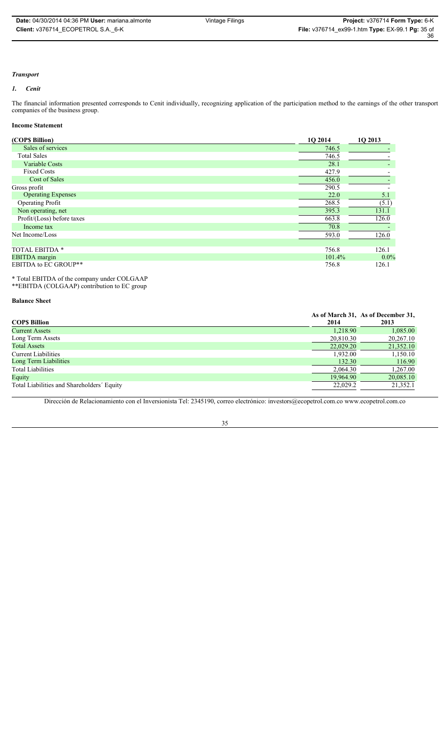*Transport*

*1. Cenit*

The financial information presented corresponds to Cenit individually, recognizing application of the participation method to the earnings of the other transport companies of the business group.

**Income Statement**

| (COP$ Billion) | 1Q 2014 | 1Q 2013 |
|---|---|---|
| Sales of services | 746.5 | - |
| Total Sales | 746.5 | - |
| Variable Costs | 28.1 | - |
| Fixed Costs | 427.9 | - |
| Cost of Sales | 456.0 | - |
| Gross profit | 290.5 | - |
| Operating Expenses | 22.0 | 5.1 |
| Operating Profit | 268.5 | (5.1) |
| Non operating, net | 395.3 | 131.1 |
| Profit/(Loss) before taxes | 663.8 | 126.0 |
| Income tax | 70.8 | - |
| Net Income/Loss | 593.0 | 126.0 |
| | | |
| TOTAL EBITDA * | 756.8 | 126.1 |
| EBITDA margin | 101.4% | 0.0% |
| EBITDA to EC GROUP** | 756.8 | 126.1 |

\* Total EBITDA of the company under COLGAAP
\*\*EBITDA (COLGAAP) contribution to EC group

**Balance Sheet**

| COP$ Billion | As of March 31, 2014 | As of December 31, 2013 |
|---|---|---|
| Current Assets | 1,218.90 | 1,085.00 |
| Long Term Assets | 20,810.30 | 20,267.10 |
| Total Assets | 22,029.20 | 21,352.10 |
| Current Liabilities | 1,932.00 | 1,150.10 |
| Long Term Liabilities | 132.30 | 116.90 |
| Total Liabilities | 2,064.30 | 1,267.00 |
| Equity | 19,964.90 | 20,085.10 |
| Total Liabilities and Shareholders´ Equity | 22,029.2 | 21,352.1 |

Dirección de Relacionamiento con el Inversionista Tel: 2345190, correo electrónico: investors@ecopetrol.com.co www.ecopetrol.com.co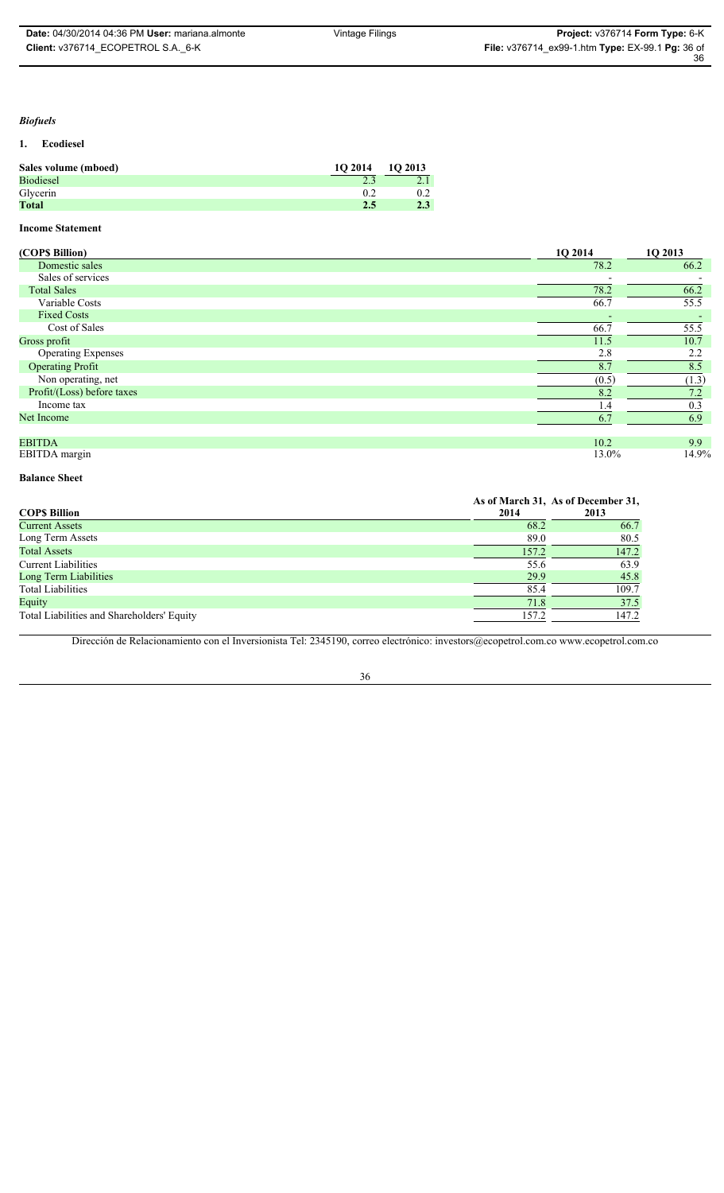*Biofuels*

**1. Ecodiesel**

| Sales volume (mboed) | 1Q 2014 | 1Q 2013 |
|---|---|---|
| Biodiesel | 2.3 | 2.1 |
| Glycerin | 0.2 | 0.2 |
| **Total** | **2.5** | **2.3** |

**Income Statement**

| (COP$ Billion) | 1Q 2014 | 1Q 2013 |
|---|---|---|
| Domestic sales | 78.2 | 66.2 |
| Sales of services | - | - |
| Total Sales | 78.2 | 66.2 |
| Variable Costs | 66.7 | 55.5 |
| Fixed Costs | - | - |
| Cost of Sales | 66.7 | 55.5 |
| Gross profit | 11.5 | 10.7 |
| Operating Expenses | 2.8 | 2.2 |
| Operating Profit | 8.7 | 8.5 |
| Non operating, net | (0.5) | (1.3) |
| Profit/(Loss) before taxes | 8.2 | 7.2 |
| Income tax | 1.4 | 0.3 |
| Net Income | 6.7 | 6.9 |
| | | |
| EBITDA | 10.2 | 9.9 |
| EBITDA margin | 13.0% | 14.9% |

**Balance Sheet**

| COP$ Billion | As of March 31, 2014 | As of December 31, 2013 |
|---|---|---|
| Current Assets | 68.2 | 66.7 |
| Long Term Assets | 89.0 | 80.5 |
| Total Assets | 157.2 | 147.2 |
| Current Liabilities | 55.6 | 63.9 |
| Long Term Liabilities | 29.9 | 45.8 |
| Total Liabilities | 85.4 | 109.7 |
| Equity | 71.8 | 37.5 |
| Total Liabilities and Shareholders' Equity | 157.2 | 147.2 |

Dirección de Relacionamiento con el Inversionista Tel: 2345190, correo electrónico: investors@ecopetrol.com.co www.ecopetrol.com.co